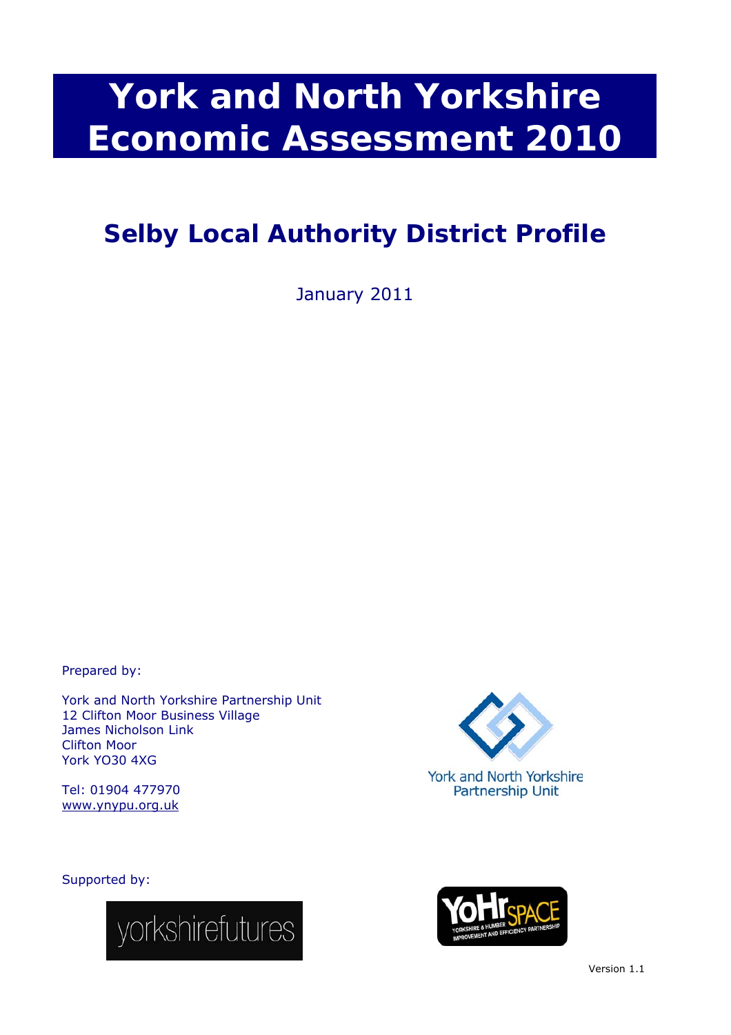# York and North Yorkshire Economic Assessment 2010

## Selby Local Authority District Profile

January 2011

Prepared by:

York and North Yorkshire Partnership Unit
12 Clifton Moor Business Village
James Nicholson Link
Clifton Moor
York YO30 4XG

Tel: 01904 477970
www.ynypu.org.uk

York and North Yorkshire Partnership Unit

Supported by:

yorkshirefutures

YoHr SPACE
YORKSHIRE & HUMBER IMPROVEMENT AND EFFICIENCY PARTNERSHIP

Version 1.1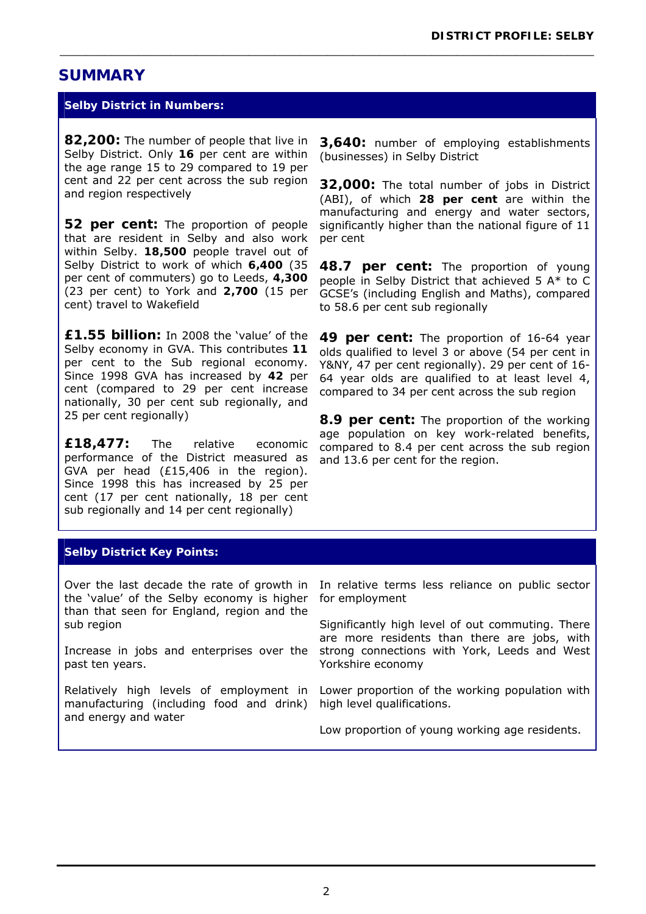# SUMMARY

## Selby District in Numbers:

**82,200:** The number of people that live in Selby District. Only **16** per cent are within the age range 15 to 29 compared to 19 per cent and 22 per cent across the sub region and region respectively

**52 per cent:** The proportion of people that are resident in Selby and also work within Selby. **18,500** people travel out of Selby District to work of which **6,400** (35 per cent of commuters) go to Leeds, **4,300** (23 per cent) to York and **2,700** (15 per cent) travel to Wakefield

**£1.55 billion:** In 2008 the 'value' of the Selby economy in GVA. This contributes **11** per cent to the Sub regional economy. Since 1998 GVA has increased by **42** per cent (compared to 29 per cent increase nationally, 30 per cent sub regionally, and 25 per cent regionally)

**£18,477:** The relative economic performance of the District measured as GVA per head (£15,406 in the region). Since 1998 this has increased by 25 per cent (17 per cent nationally, 18 per cent sub regionally and 14 per cent regionally)

**3,640:** number of employing establishments (businesses) in Selby District

**32,000:** The total number of jobs in District (ABI), of which **28 per cent** are within the manufacturing and energy and water sectors, significantly higher than the national figure of 11 per cent

**48.7 per cent:** The proportion of young people in Selby District that achieved 5 A* to C GCSE's (including English and Maths), compared to 58.6 per cent sub regionally

**49 per cent:** The proportion of 16-64 year olds qualified to level 3 or above (54 per cent in Y&NY, 47 per cent regionally). 29 per cent of 16-64 year olds are qualified to at least level 4, compared to 34 per cent across the sub region

**8.9 per cent:** The proportion of the working age population on key work-related benefits, compared to 8.4 per cent across the sub region and 13.6 per cent for the region.

## Selby District Key Points:

Over the last decade the rate of growth in the 'value' of the Selby economy is higher than that seen for England, region and the sub region

Increase in jobs and enterprises over the past ten years.

Relatively high levels of employment in manufacturing (including food and drink) and energy and water

In relative terms less reliance on public sector for employment

Significantly high level of out commuting. There are more residents than there are jobs, with strong connections with York, Leeds and West Yorkshire economy

Lower proportion of the working population with high level qualifications.

Low proportion of young working age residents.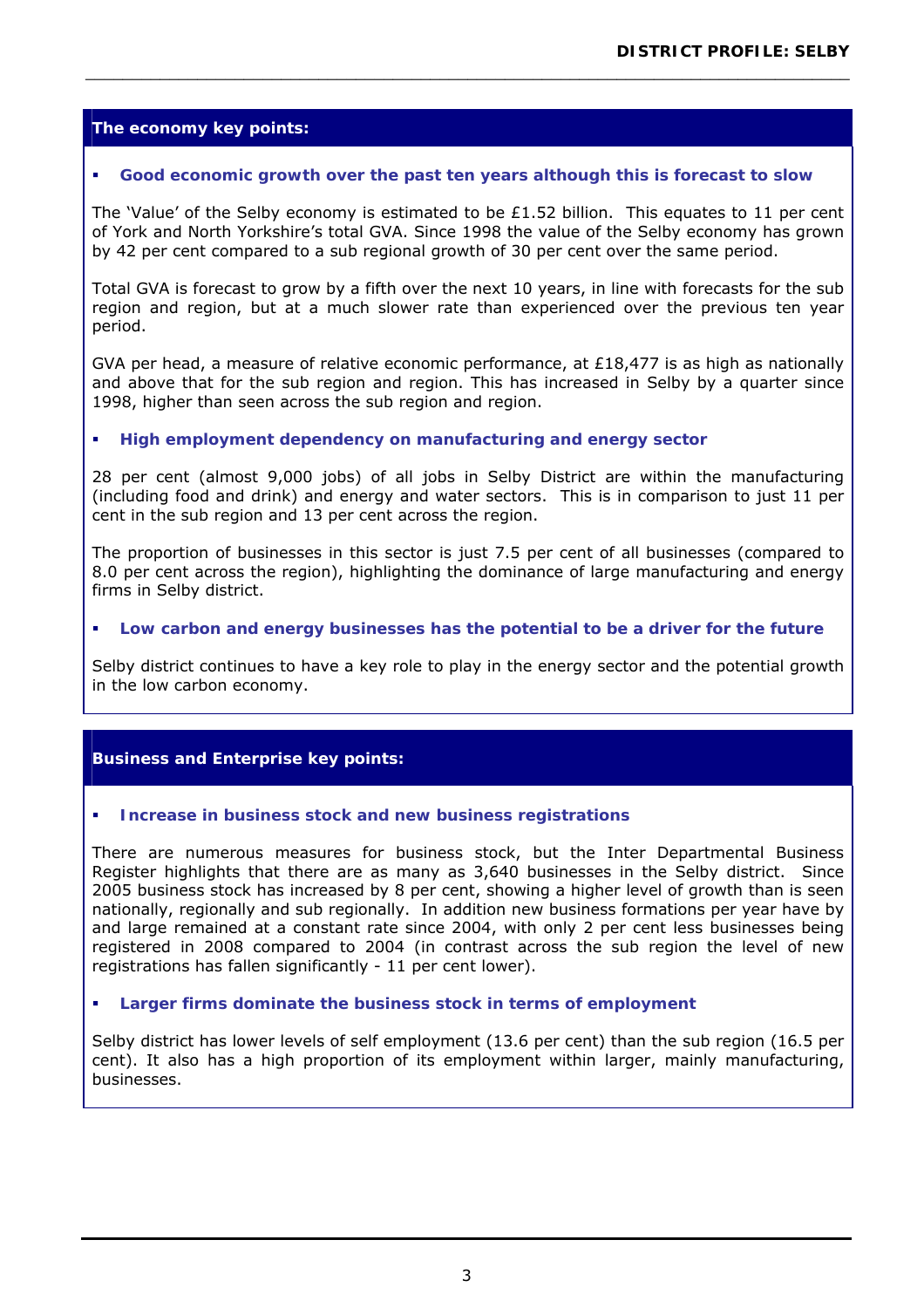## The economy key points:

- **Good economic growth over the past ten years although this is forecast to slow**

The 'Value' of the Selby economy is estimated to be £1.52 billion. This equates to 11 per cent of York and North Yorkshire's total GVA. Since 1998 the value of the Selby economy has grown by 42 per cent compared to a sub regional growth of 30 per cent over the same period.

Total GVA is forecast to grow by a fifth over the next 10 years, in line with forecasts for the sub region and region, but at a much slower rate than experienced over the previous ten year period.

GVA per head, a measure of relative economic performance, at £18,477 is as high as nationally and above that for the sub region and region. This has increased in Selby by a quarter since 1998, higher than seen across the sub region and region.

- **High employment dependency on manufacturing and energy sector**

28 per cent (almost 9,000 jobs) of all jobs in Selby District are within the manufacturing (including food and drink) and energy and water sectors. This is in comparison to just 11 per cent in the sub region and 13 per cent across the region.

The proportion of businesses in this sector is just 7.5 per cent of all businesses (compared to 8.0 per cent across the region), highlighting the dominance of large manufacturing and energy firms in Selby district.

- **Low carbon and energy businesses has the potential to be a driver for the future**

Selby district continues to have a key role to play in the energy sector and the potential growth in the low carbon economy.

## Business and Enterprise key points:

- **Increase in business stock and new business registrations**

There are numerous measures for business stock, but the Inter Departmental Business Register highlights that there are as many as 3,640 businesses in the Selby district. Since 2005 business stock has increased by 8 per cent, showing a higher level of growth than is seen nationally, regionally and sub regionally. In addition new business formations per year have by and large remained at a constant rate since 2004, with only 2 per cent less businesses being registered in 2008 compared to 2004 (in contrast across the sub region the level of new registrations has fallen significantly - 11 per cent lower).

- **Larger firms dominate the business stock in terms of employment**

Selby district has lower levels of self employment (13.6 per cent) than the sub region (16.5 per cent). It also has a high proportion of its employment within larger, mainly manufacturing, businesses.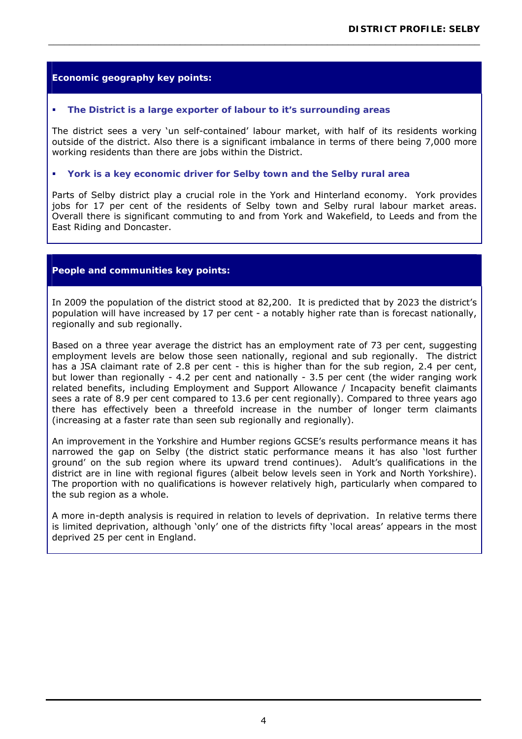## Economic geography key points:

- **The District is a large exporter of labour to it's surrounding areas**

The district sees a very 'un self-contained' labour market, with half of its residents working outside of the district. Also there is a significant imbalance in terms of there being 7,000 more working residents than there are jobs within the District.

- **York is a key economic driver for Selby town and the Selby rural area**

Parts of Selby district play a crucial role in the York and Hinterland economy. York provides jobs for 17 per cent of the residents of Selby town and Selby rural labour market areas. Overall there is significant commuting to and from York and Wakefield, to Leeds and from the East Riding and Doncaster.

## People and communities key points:

In 2009 the population of the district stood at 82,200. It is predicted that by 2023 the district's population will have increased by 17 per cent - a notably higher rate than is forecast nationally, regionally and sub regionally.

Based on a three year average the district has an employment rate of 73 per cent, suggesting employment levels are below those seen nationally, regional and sub regionally. The district has a JSA claimant rate of 2.8 per cent - this is higher than for the sub region, 2.4 per cent, but lower than regionally - 4.2 per cent and nationally - 3.5 per cent (the wider ranging work related benefits, including Employment and Support Allowance / Incapacity benefit claimants sees a rate of 8.9 per cent compared to 13.6 per cent regionally). Compared to three years ago there has effectively been a threefold increase in the number of longer term claimants (increasing at a faster rate than seen sub regionally and regionally).

An improvement in the Yorkshire and Humber regions GCSE's results performance means it has narrowed the gap on Selby (the district static performance means it has also 'lost further ground' on the sub region where its upward trend continues). Adult's qualifications in the district are in line with regional figures (albeit below levels seen in York and North Yorkshire). The proportion with no qualifications is however relatively high, particularly when compared to the sub region as a whole.

A more in-depth analysis is required in relation to levels of deprivation. In relative terms there is limited deprivation, although 'only' one of the districts fifty 'local areas' appears in the most deprived 25 per cent in England.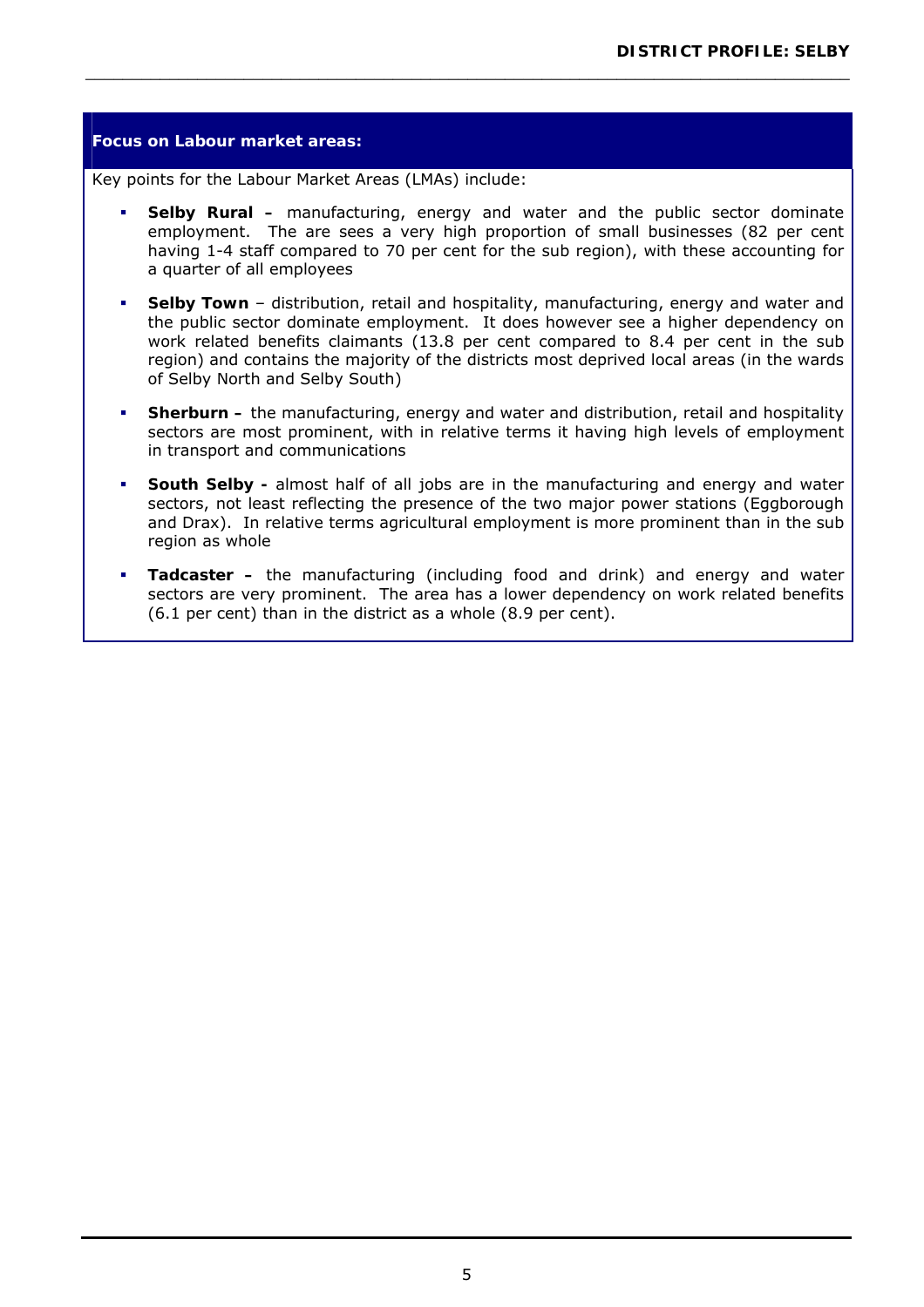**Focus on Labour market areas:**

Key points for the Labour Market Areas (LMAs) include:

- **Selby Rural –** manufacturing, energy and water and the public sector dominate employment. The are sees a very high proportion of small businesses (82 per cent having 1-4 staff compared to 70 per cent for the sub region), with these accounting for a quarter of all employees
- **Selby Town** – distribution, retail and hospitality, manufacturing, energy and water and the public sector dominate employment. It does however see a higher dependency on work related benefits claimants (13.8 per cent compared to 8.4 per cent in the sub region) and contains the majority of the districts most deprived local areas (in the wards of Selby North and Selby South)
- **Sherburn –** the manufacturing, energy and water and distribution, retail and hospitality sectors are most prominent, with in relative terms it having high levels of employment in transport and communications
- **South Selby -** almost half of all jobs are in the manufacturing and energy and water sectors, not least reflecting the presence of the two major power stations (Eggborough and Drax). In relative terms agricultural employment is more prominent than in the sub region as whole
- **Tadcaster –** the manufacturing (including food and drink) and energy and water sectors are very prominent. The area has a lower dependency on work related benefits (6.1 per cent) than in the district as a whole (8.9 per cent).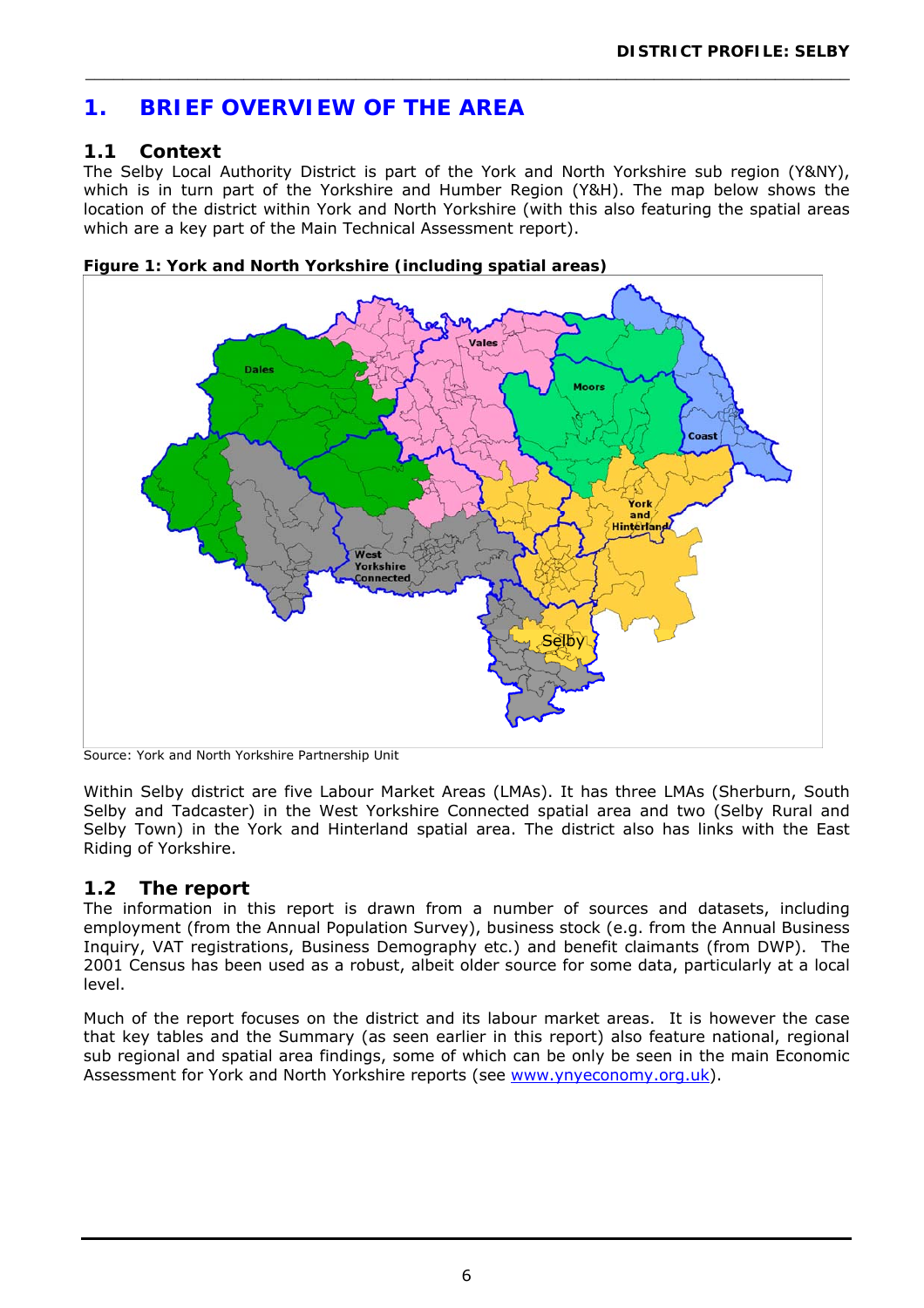# 1. BRIEF OVERVIEW OF THE AREA

## 1.1 Context

The Selby Local Authority District is part of the York and North Yorkshire sub region (Y&NY), which is in turn part of the Yorkshire and Humber Region (Y&H). The map below shows the location of the district within York and North Yorkshire (with this also featuring the spatial areas which are a key part of the Main Technical Assessment report).

**Figure 1: York and North Yorkshire (including spatial areas)**

Source: York and North Yorkshire Partnership Unit

Within Selby district are five Labour Market Areas (LMAs). It has three LMAs (Sherburn, South Selby and Tadcaster) in the West Yorkshire Connected spatial area and two (Selby Rural and Selby Town) in the York and Hinterland spatial area. The district also has links with the East Riding of Yorkshire.

## 1.2 The report

The information in this report is drawn from a number of sources and datasets, including employment (from the Annual Population Survey), business stock (e.g. from the Annual Business Inquiry, VAT registrations, Business Demography etc.) and benefit claimants (from DWP). The 2001 Census has been used as a robust, albeit older source for some data, particularly at a local level.

Much of the report focuses on the district and its labour market areas. It is however the case that key tables and the Summary (as seen earlier in this report) also feature national, regional sub regional and spatial area findings, some of which can be only be seen in the main Economic Assessment for York and North Yorkshire reports (see www.ynyeconomy.org.uk).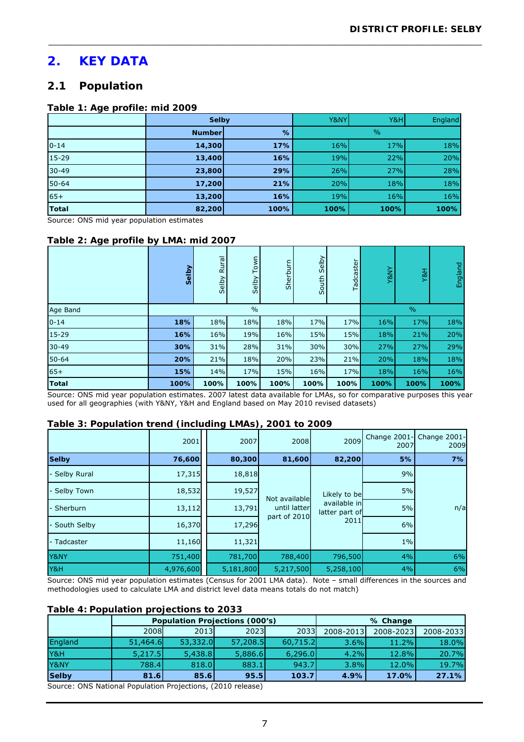## 2. KEY DATA

### 2.1 Population

**Table 1: Age profile: mid 2009**

| | Selby | | Y&NY | Y&H | England |
|---|---|---|---|---|---|
| | **Number** | **%** | % | | |
| 0-14 | **14,300** | **17%** | 16% | 17% | 18% |
| 15-29 | **13,400** | **16%** | 19% | 22% | 20% |
| 30-49 | **23,800** | **29%** | 26% | 27% | 28% |
| 50-64 | **17,200** | **21%** | 20% | 18% | 18% |
| 65+ | **13,200** | **16%** | 19% | 16% | 16% |
| **Total** | **82,200** | **100%** | **100%** | **100%** | **100%** |

Source: ONS mid year population estimates

**Table 2: Age profile by LMA: mid 2007**

| | **Selby** | Selby Rural | Selby Town | Sherburn | South Selby | Tadcaster | Y&NY | Y&H | England |
|---|---|---|---|---|---|---|---|---|---|
| Age Band | % | | | | | | % | | |
| 0-14 | **18%** | 18% | 18% | 18% | 17% | 17% | 16% | 17% | 18% |
| 15-29 | **16%** | 16% | 19% | 16% | 15% | 15% | 18% | 21% | 20% |
| 30-49 | **30%** | 31% | 28% | 31% | 30% | 30% | 27% | 27% | 29% |
| 50-64 | **20%** | 21% | 18% | 20% | 23% | 21% | 20% | 18% | 18% |
| 65+ | **15%** | 14% | 17% | 15% | 16% | 17% | 18% | 16% | 16% |
| **Total** | **100%** | **100%** | **100%** | **100%** | **100%** | **100%** | **100%** | **100%** | **100%** |

Source: ONS mid year population estimates. 2007 latest data available for LMAs, so for comparative purposes this year used for all geographies (with Y&NY, Y&H and England based on May 2010 revised datasets)

**Table 3: Population trend (including LMAs), 2001 to 2009**

| | 2001 | 2007 | 2008 | 2009 | Change 2001-2007 | Change 2001-2009 |
|---|---|---|---|---|---|---|
| **Selby** | **76,600** | **80,300** | **81,600** | **82,200** | **5%** | **7%** |
| - Selby Rural | 17,315 | 18,818 | Not available until latter part of 2010 | Likely to be available in latter part of 2011 | 9% | n/a |
| - Selby Town | 18,532 | 19,527 | | | 5% | |
| - Sherburn | 13,112 | 13,791 | | | 5% | |
| - South Selby | 16,370 | 17,296 | | | 6% | |
| - Tadcaster | 11,160 | 11,321 | | | 1% | |
| Y&NY | 751,400 | 781,700 | 788,400 | 796,500 | 4% | 6% |
| Y&H | 4,976,600 | 5,181,800 | 5,217,500 | 5,258,100 | 4% | 6% |

Source: ONS mid year population estimates (Census for 2001 LMA data). Note – small differences in the sources and methodologies used to calculate LMA and district level data means totals do not match)

**Table 4: Population projections to 2033**

| | Population Projections (000's) | | | | % Change | | |
|---|---|---|---|---|---|---|---|
| | 2008 | 2013 | 2023 | 2033 | 2008-2013 | 2008-2023 | 2008-2033 |
| England | 51,464.6 | 53,332.0 | 57,208.5 | 60,715.2 | 3.6% | 11.2% | 18.0% |
| Y&H | 5,217.5 | 5,438.8 | 5,886.6 | 6,296.0 | 4.2% | 12.8% | 20.7% |
| Y&NY | 788.4 | 818.0 | 883.1 | 943.7 | 3.8% | 12.0% | 19.7% |
| **Selby** | **81.6** | **85.6** | **95.5** | **103.7** | **4.9%** | **17.0%** | **27.1%** |

Source: ONS National Population Projections, (2010 release)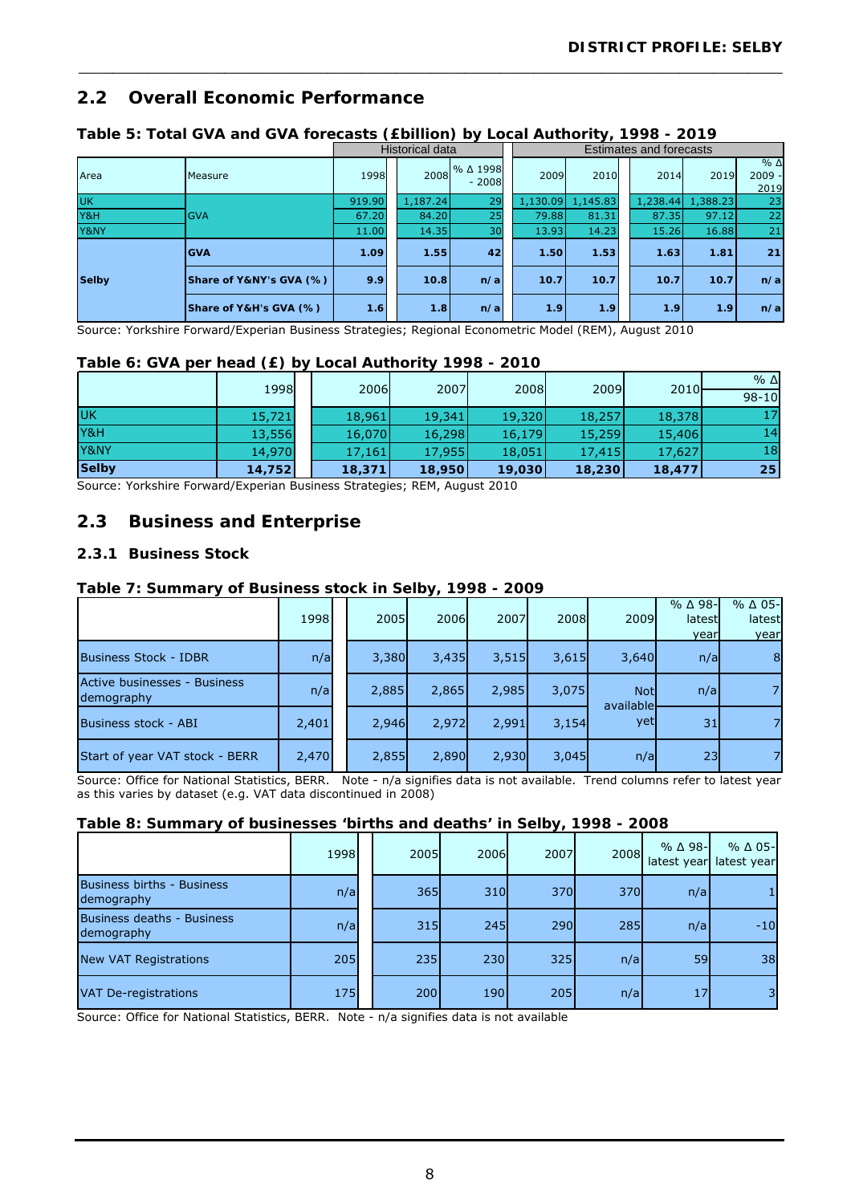## 2.2 Overall Economic Performance

**Table 5: Total GVA and GVA forecasts (£billion) by Local Authority, 1998 - 2019**

| | | Historical data | | | Estimates and forecasts | | | | |
|---|---|---|---|---|---|---|---|---|---|
| Area | Measure | 1998 | 2008 | % Δ 1998 - 2008 | 2009 | 2010 | 2014 | 2019 | % Δ 2009 - 2019 |
| UK | GVA | 919.90 | 1,187.24 | 29 | 1,130.09 | 1,145.83 | 1,238.44 | 1,388.23 | 23 |
| Y&H | | 67.20 | 84.20 | 25 | 79.88 | 81.31 | 87.35 | 97.12 | 22 |
| Y&NY | | 11.00 | 14.35 | 30 | 13.93 | 14.23 | 15.26 | 16.88 | 21 |
| Selby | **GVA** | **1.09** | **1.55** | **42** | **1.50** | **1.53** | **1.63** | **1.81** | **21** |
| | **Share of Y&NY's GVA (%)** | **9.9** | **10.8** | **n/a** | **10.7** | **10.7** | **10.7** | **10.7** | **n/a** |
| | **Share of Y&H's GVA (%)** | **1.6** | **1.8** | **n/a** | **1.9** | **1.9** | **1.9** | **1.9** | **n/a** |

Source: Yorkshire Forward/Experian Business Strategies; Regional Econometric Model (REM), August 2010

**Table 6: GVA per head (£) by Local Authority 1998 - 2010**

| | 1998 | 2006 | 2007 | 2008 | 2009 | 2010 | % Δ 98-10 |
|---|---|---|---|---|---|---|---|
| UK | 15,721 | 18,961 | 19,341 | 19,320 | 18,257 | 18,378 | 17 |
| Y&H | 13,556 | 16,070 | 16,298 | 16,179 | 15,259 | 15,406 | 14 |
| Y&NY | 14,970 | 17,161 | 17,955 | 18,051 | 17,415 | 17,627 | 18 |
| **Selby** | **14,752** | **18,371** | **18,950** | **19,030** | **18,230** | **18,477** | **25** |

Source: Yorkshire Forward/Experian Business Strategies; REM, August 2010

## 2.3 Business and Enterprise

### 2.3.1 Business Stock

**Table 7: Summary of Business stock in Selby, 1998 - 2009**

| | 1998 | 2005 | 2006 | 2007 | 2008 | 2009 | % Δ 98-latest year | % Δ 05-latest year |
|---|---|---|---|---|---|---|---|---|
| Business Stock - IDBR | n/a | 3,380 | 3,435 | 3,515 | 3,615 | 3,640 | n/a | 8 |
| Active businesses - Business demography | n/a | 2,885 | 2,865 | 2,985 | 3,075 | Not available yet | n/a | 7 |
| Business stock - ABI | 2,401 | 2,946 | 2,972 | 2,991 | 3,154 | | 31 | 7 |
| Start of year VAT stock - BERR | 2,470 | 2,855 | 2,890 | 2,930 | 3,045 | n/a | 23 | 7 |

Source: Office for National Statistics, BERR. Note - n/a signifies data is not available. Trend columns refer to latest year as this varies by dataset (e.g. VAT data discontinued in 2008)

**Table 8: Summary of businesses 'births and deaths' in Selby, 1998 - 2008**

| | 1998 | 2005 | 2006 | 2007 | 2008 | % Δ 98-latest year | % Δ 05-latest year |
|---|---|---|---|---|---|---|---|
| Business births - Business demography | n/a | 365 | 310 | 370 | 370 | n/a | 1 |
| Business deaths - Business demography | n/a | 315 | 245 | 290 | 285 | n/a | -10 |
| New VAT Registrations | 205 | 235 | 230 | 325 | n/a | 59 | 38 |
| VAT De-registrations | 175 | 200 | 190 | 205 | n/a | 17 | 3 |

Source: Office for National Statistics, BERR. Note - n/a signifies data is not available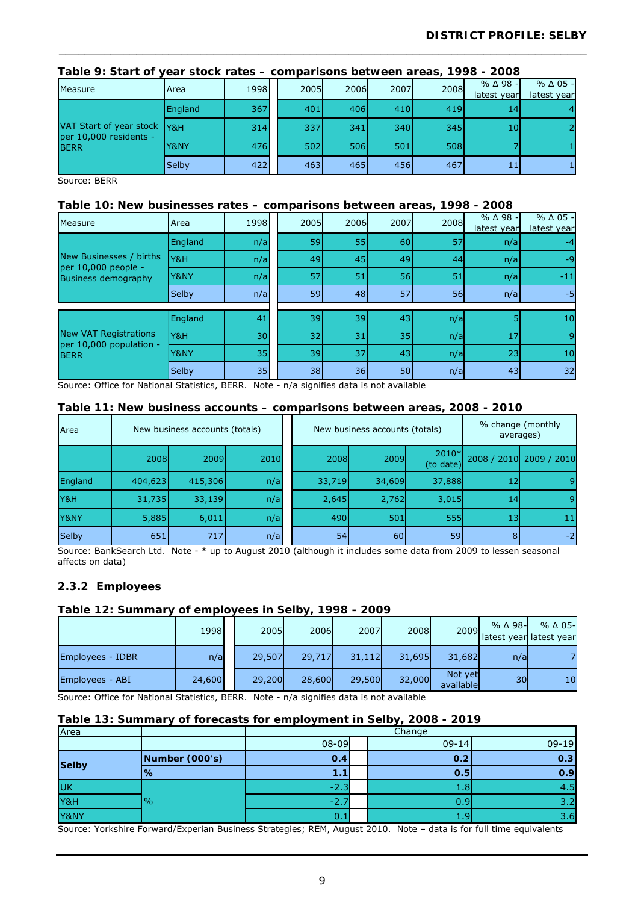**Table 9: Start of year stock rates – comparisons between areas, 1998 - 2008**

| Measure | Area | 1998 | 2005 | 2006 | 2007 | 2008 | % Δ 98 - latest year | % Δ 05 - latest year |
|---|---|---|---|---|---|---|---|---|
| VAT Start of year stock per 10,000 residents - BERR | England | 367 | 401 | 406 | 410 | 419 | 14 | 4 |
| | Y&H | 314 | 337 | 341 | 340 | 345 | 10 | 2 |
| | Y&NY | 476 | 502 | 506 | 501 | 508 | 7 | 1 |
| | Selby | 422 | 463 | 465 | 456 | 467 | 11 | 1 |

Source: BERR

**Table 10: New businesses rates – comparisons between areas, 1998 - 2008**

| Measure | Area | 1998 | 2005 | 2006 | 2007 | 2008 | % Δ 98 - latest year | % Δ 05 - latest year |
|---|---|---|---|---|---|---|---|---|
| New Businesses / births per 10,000 people - Business demography | England | n/a | 59 | 55 | 60 | 57 | n/a | -4 |
| | Y&H | n/a | 49 | 45 | 49 | 44 | n/a | -9 |
| | Y&NY | n/a | 57 | 51 | 56 | 51 | n/a | -11 |
| | Selby | n/a | 59 | 48 | 57 | 56 | n/a | -5 |
| New VAT Registrations per 10,000 population - BERR | England | 41 | 39 | 39 | 43 | n/a | 5 | 10 |
| | Y&H | 30 | 32 | 31 | 35 | n/a | 17 | 9 |
| | Y&NY | 35 | 39 | 37 | 43 | n/a | 23 | 10 |
| | Selby | 35 | 38 | 36 | 50 | n/a | 43 | 32 |

Source: Office for National Statistics, BERR. Note - n/a signifies data is not available

**Table 11: New business accounts – comparisons between areas, 2008 - 2010**

| Area | New business accounts (totals) | | | New business accounts (totals) | | | % change (monthly averages) | |
|---|---|---|---|---|---|---|---|---|
| | 2008 | 2009 | 2010 | 2008 | 2009 | 2010* (to date) | 2008 / 2010 | 2009 / 2010 |
| England | 404,623 | 415,306 | n/a | 33,719 | 34,609 | 37,888 | 12 | 9 |
| Y&H | 31,735 | 33,139 | n/a | 2,645 | 2,762 | 3,015 | 14 | 9 |
| Y&NY | 5,885 | 6,011 | n/a | 490 | 501 | 555 | 13 | 11 |
| Selby | 651 | 717 | n/a | 54 | 60 | 59 | 8 | -2 |

Source: BankSearch Ltd. Note - * up to August 2010 (although it includes some data from 2009 to lessen seasonal affects on data)

### 2.3.2 Employees

**Table 12: Summary of employees in Selby, 1998 - 2009**

| | 1998 | 2005 | 2006 | 2007 | 2008 | 2009 | % Δ 98- latest year | % Δ 05- latest year |
|---|---|---|---|---|---|---|---|---|
| Employees - IDBR | n/a | 29,507 | 29,717 | 31,112 | 31,695 | 31,682 | n/a | 7 |
| Employees - ABI | 24,600 | 29,200 | 28,600 | 29,500 | 32,000 | Not yet available | 30 | 10 |

Source: Office for National Statistics, BERR. Note - n/a signifies data is not available

**Table 13: Summary of forecasts for employment in Selby, 2008 - 2019**

| Area | | Change | | |
|---|---|---|---|---|
| | | 08-09 | 09-14 | 09-19 |
| **Selby** | **Number (000's)** | **0.4** | **0.2** | **0.3** |
| | **%** | **1.1** | **0.5** | **0.9** |
| UK | % | -2.3 | 1.8 | 4.5 |
| Y&H | | -2.7 | 0.9 | 3.2 |
| Y&NY | | 0.1 | 1.9 | 3.6 |

Source: Yorkshire Forward/Experian Business Strategies; REM, August 2010. Note – data is for full time equivalents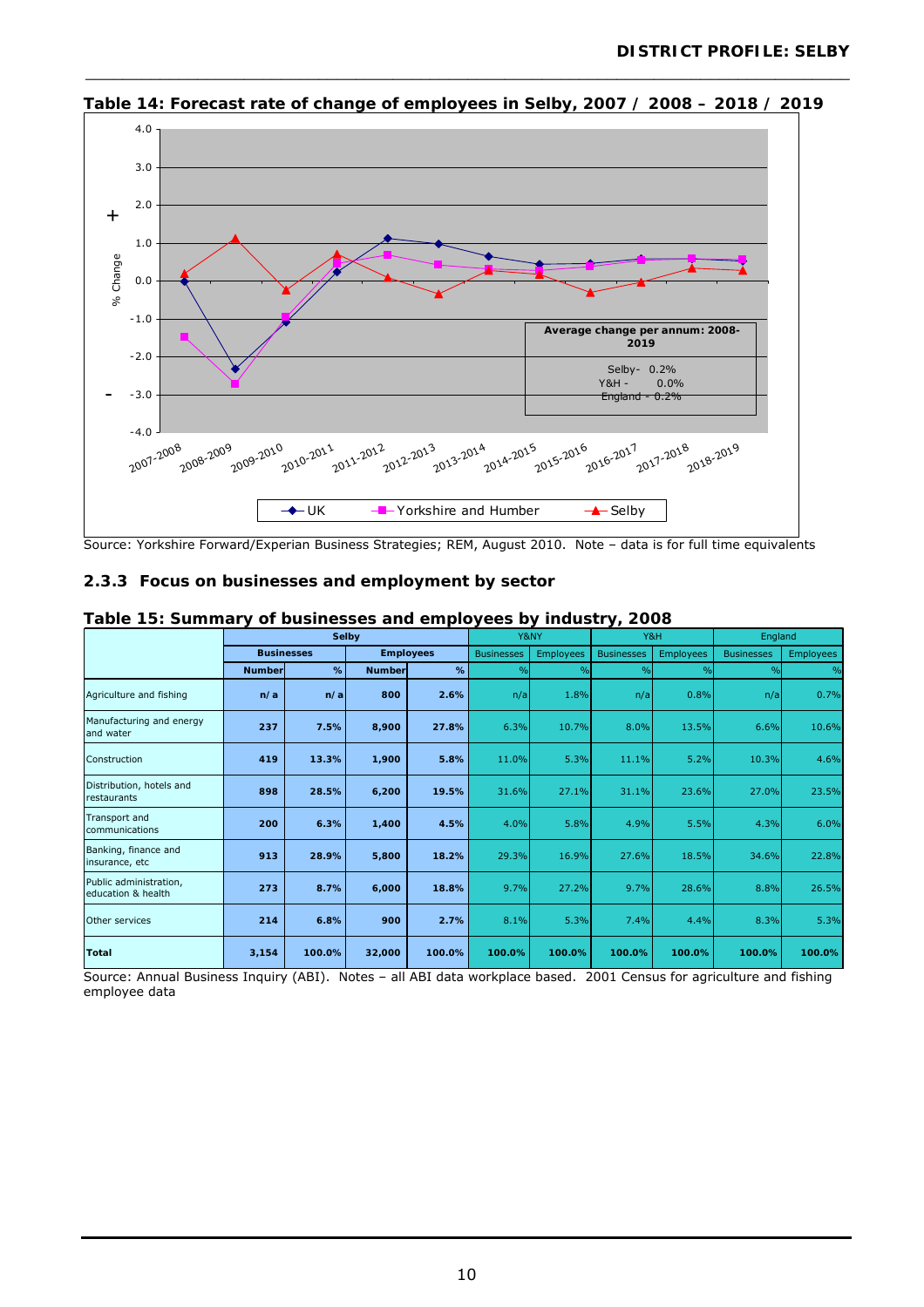**Table 14: Forecast rate of change of employees in Selby, 2007 / 2008 – 2018 / 2019**

Source: Yorkshire Forward/Experian Business Strategies; REM, August 2010. Note – data is for full time equivalents

### 2.3.3 Focus on businesses and employment by sector

**Table 15: Summary of businesses and employees by industry, 2008**

| | Selby | | | | Y&NY | | Y&H | | England | |
|---|---|---|---|---|---|---|---|---|---|---|
| | Businesses | | Employees | | Businesses | Employees | Businesses | Employees | Businesses | Employees |
| | Number | % | Number | % | % | % | % | % | % | % |
| Agriculture and fishing | n/a | n/a | 800 | 2.6% | n/a | 1.8% | n/a | 0.8% | n/a | 0.7% |
| Manufacturing and energy and water | 237 | 7.5% | 8,900 | 27.8% | 6.3% | 10.7% | 8.0% | 13.5% | 6.6% | 10.6% |
| Construction | 419 | 13.3% | 1,900 | 5.8% | 11.0% | 5.3% | 11.1% | 5.2% | 10.3% | 4.6% |
| Distribution, hotels and restaurants | 898 | 28.5% | 6,200 | 19.5% | 31.6% | 27.1% | 31.1% | 23.6% | 27.0% | 23.5% |
| Transport and communications | 200 | 6.3% | 1,400 | 4.5% | 4.0% | 5.8% | 4.9% | 5.5% | 4.3% | 6.0% |
| Banking, finance and insurance, etc | 913 | 28.9% | 5,800 | 18.2% | 29.3% | 16.9% | 27.6% | 18.5% | 34.6% | 22.8% |
| Public administration, education & health | 273 | 8.7% | 6,000 | 18.8% | 9.7% | 27.2% | 9.7% | 28.6% | 8.8% | 26.5% |
| Other services | 214 | 6.8% | 900 | 2.7% | 8.1% | 5.3% | 7.4% | 4.4% | 8.3% | 5.3% |
| **Total** | **3,154** | **100.0%** | **32,000** | **100.0%** | **100.0%** | **100.0%** | **100.0%** | **100.0%** | **100.0%** | **100.0%** |

Source: Annual Business Inquiry (ABI). Notes – all ABI data workplace based. 2001 Census for agriculture and fishing employee data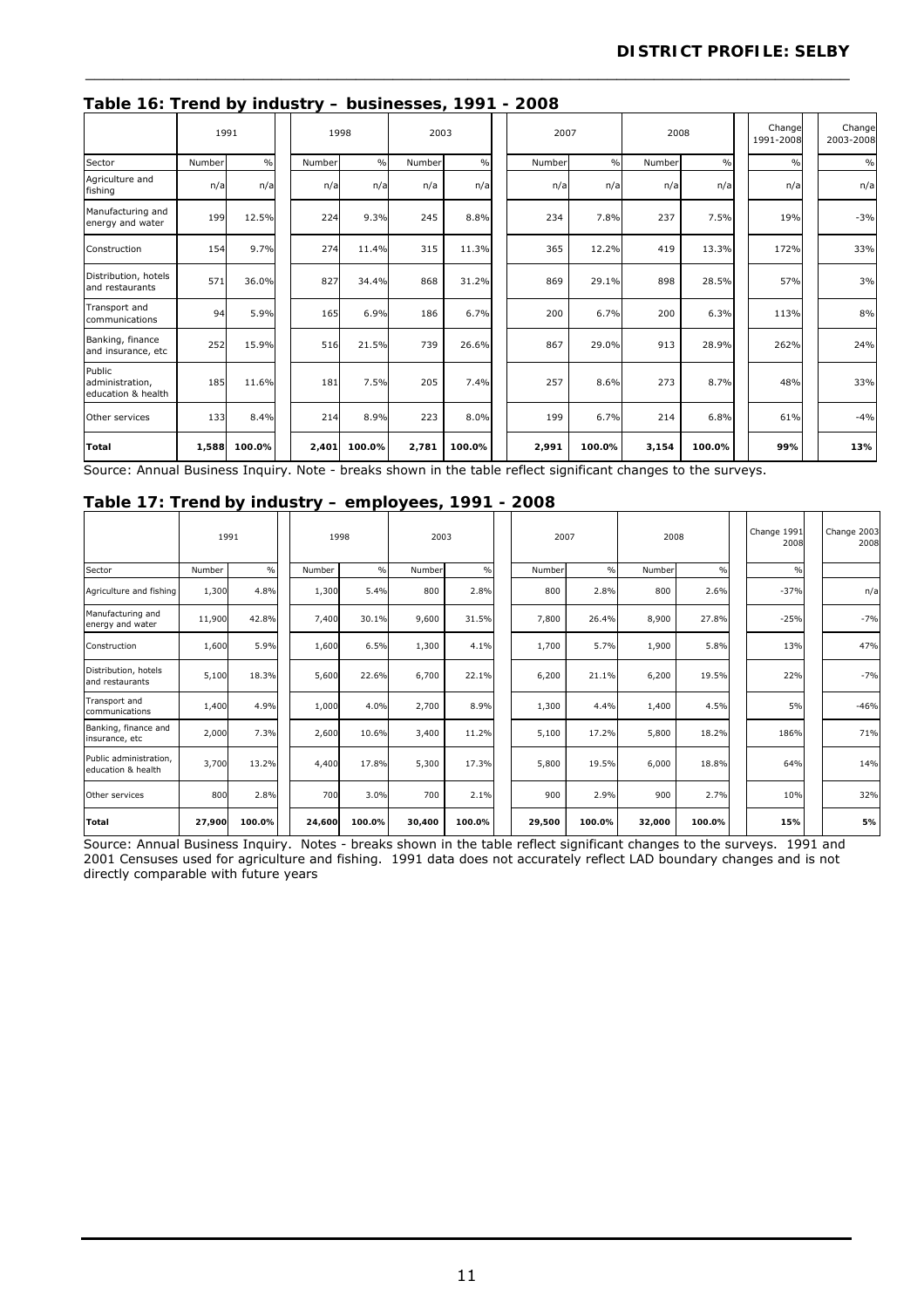## Table 16: Trend by industry – businesses, 1991 - 2008

| | 1991 | | 1998 | | 2003 | | 2007 | | 2008 | | Change 1991-2008 | Change 2003-2008 |
|---|---|---|---|---|---|---|---|---|---|---|---|---|
| Sector | Number | % | Number | % | Number | % | Number | % | Number | % | % | % |
| Agriculture and fishing | n/a | n/a | n/a | n/a | n/a | n/a | n/a | n/a | n/a | n/a | n/a | n/a |
| Manufacturing and energy and water | 199 | 12.5% | 224 | 9.3% | 245 | 8.8% | 234 | 7.8% | 237 | 7.5% | 19% | -3% |
| Construction | 154 | 9.7% | 274 | 11.4% | 315 | 11.3% | 365 | 12.2% | 419 | 13.3% | 172% | 33% |
| Distribution, hotels and restaurants | 571 | 36.0% | 827 | 34.4% | 868 | 31.2% | 869 | 29.1% | 898 | 28.5% | 57% | 3% |
| Transport and communications | 94 | 5.9% | 165 | 6.9% | 186 | 6.7% | 200 | 6.7% | 200 | 6.3% | 113% | 8% |
| Banking, finance and insurance, etc | 252 | 15.9% | 516 | 21.5% | 739 | 26.6% | 867 | 29.0% | 913 | 28.9% | 262% | 24% |
| Public administration, education & health | 185 | 11.6% | 181 | 7.5% | 205 | 7.4% | 257 | 8.6% | 273 | 8.7% | 48% | 33% |
| Other services | 133 | 8.4% | 214 | 8.9% | 223 | 8.0% | 199 | 6.7% | 214 | 6.8% | 61% | -4% |
| **Total** | **1,588** | **100.0%** | **2,401** | **100.0%** | **2,781** | **100.0%** | **2,991** | **100.0%** | **3,154** | **100.0%** | **99%** | **13%** |

Source: Annual Business Inquiry. Note - breaks shown in the table reflect significant changes to the surveys.

## Table 17: Trend by industry – employees, 1991 - 2008

| | 1991 | | 1998 | | 2003 | | 2007 | | 2008 | | Change 1991 2008 | Change 2003 2008 |
|---|---|---|---|---|---|---|---|---|---|---|---|---|
| Sector | Number | % | Number | % | Number | % | Number | % | Number | % | % | |
| Agriculture and fishing | 1,300 | 4.8% | 1,300 | 5.4% | 800 | 2.8% | 800 | 2.8% | 800 | 2.6% | -37% | n/a |
| Manufacturing and energy and water | 11,900 | 42.8% | 7,400 | 30.1% | 9,600 | 31.5% | 7,800 | 26.4% | 8,900 | 27.8% | -25% | -7% |
| Construction | 1,600 | 5.9% | 1,600 | 6.5% | 1,300 | 4.1% | 1,700 | 5.7% | 1,900 | 5.8% | 13% | 47% |
| Distribution, hotels and restaurants | 5,100 | 18.3% | 5,600 | 22.6% | 6,700 | 22.1% | 6,200 | 21.1% | 6,200 | 19.5% | 22% | -7% |
| Transport and communications | 1,400 | 4.9% | 1,000 | 4.0% | 2,700 | 8.9% | 1,300 | 4.4% | 1,400 | 4.5% | 5% | -46% |
| Banking, finance and insurance, etc | 2,000 | 7.3% | 2,600 | 10.6% | 3,400 | 11.2% | 5,100 | 17.2% | 5,800 | 18.2% | 186% | 71% |
| Public administration, education & health | 3,700 | 13.2% | 4,400 | 17.8% | 5,300 | 17.3% | 5,800 | 19.5% | 6,000 | 18.8% | 64% | 14% |
| Other services | 800 | 2.8% | 700 | 3.0% | 700 | 2.1% | 900 | 2.9% | 900 | 2.7% | 10% | 32% |
| **Total** | **27,900** | **100.0%** | **24,600** | **100.0%** | **30,400** | **100.0%** | **29,500** | **100.0%** | **32,000** | **100.0%** | **15%** | **5%** |

Source: Annual Business Inquiry. Notes - breaks shown in the table reflect significant changes to the surveys. 1991 and 2001 Censuses used for agriculture and fishing. 1991 data does not accurately reflect LAD boundary changes and is not directly comparable with future years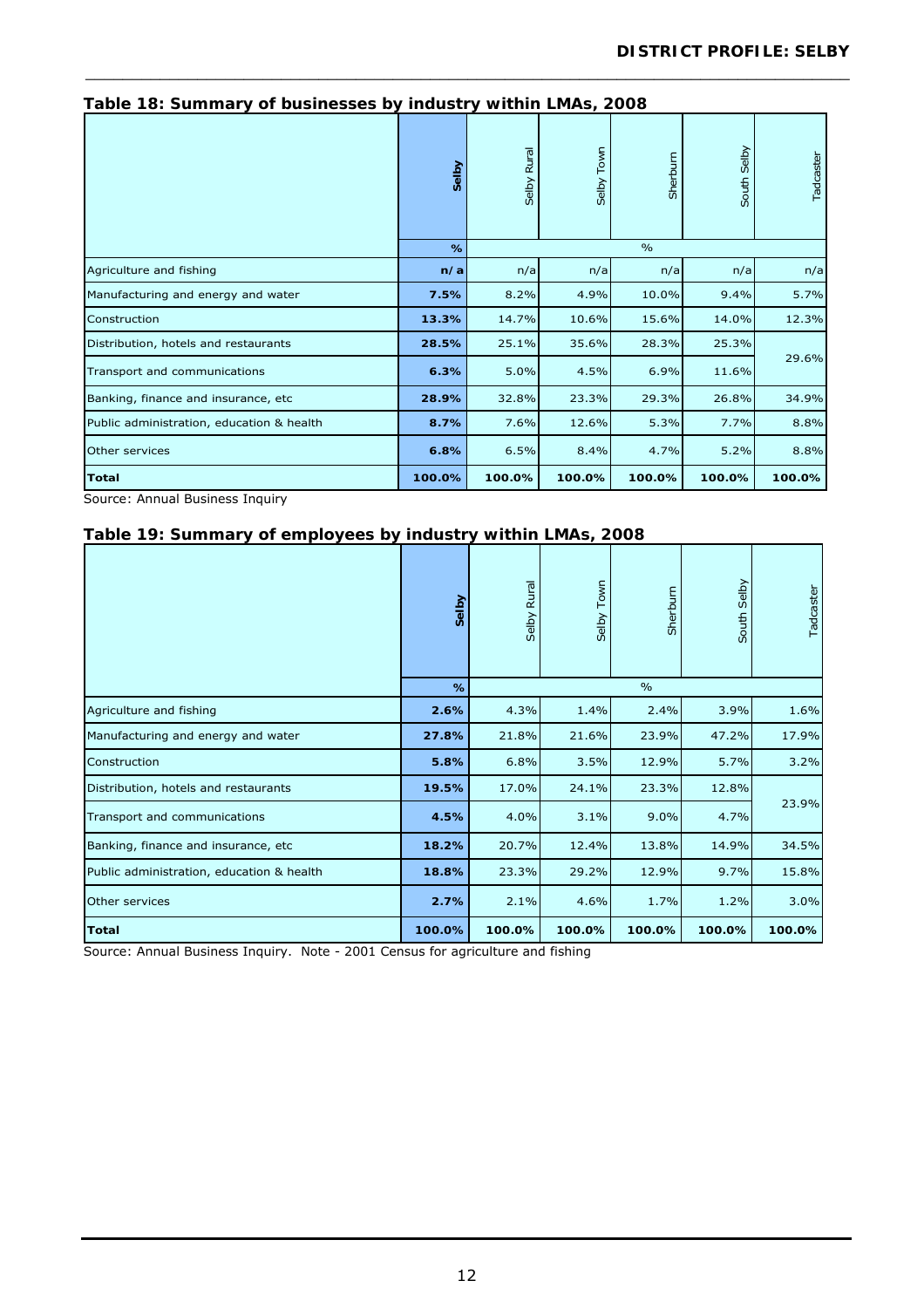**Table 18: Summary of businesses by industry within LMAs, 2008**

| | Selby | Selby Rural | Selby Town | Sherburn | South Selby | Tadcaster |
|---|---|---|---|---|---|---|
| | % | | | % | | |
| Agriculture and fishing | **n/a** | n/a | n/a | n/a | n/a | n/a |
| Manufacturing and energy and water | **7.5%** | 8.2% | 4.9% | 10.0% | 9.4% | 5.7% |
| Construction | **13.3%** | 14.7% | 10.6% | 15.6% | 14.0% | 12.3% |
| Distribution, hotels and restaurants | **28.5%** | 25.1% | 35.6% | 28.3% | 25.3% | 29.6% |
| Transport and communications | **6.3%** | 5.0% | 4.5% | 6.9% | 11.6% | |
| Banking, finance and insurance, etc | **28.9%** | 32.8% | 23.3% | 29.3% | 26.8% | 34.9% |
| Public administration, education & health | **8.7%** | 7.6% | 12.6% | 5.3% | 7.7% | 8.8% |
| Other services | **6.8%** | 6.5% | 8.4% | 4.7% | 5.2% | 8.8% |
| **Total** | **100.0%** | **100.0%** | **100.0%** | **100.0%** | **100.0%** | **100.0%** |

Source: Annual Business Inquiry

**Table 19: Summary of employees by industry within LMAs, 2008**

| | Selby | Selby Rural | Selby Town | Sherburn | South Selby | Tadcaster |
|---|---|---|---|---|---|---|
| | % | | | % | | |
| Agriculture and fishing | **2.6%** | 4.3% | 1.4% | 2.4% | 3.9% | 1.6% |
| Manufacturing and energy and water | **27.8%** | 21.8% | 21.6% | 23.9% | 47.2% | 17.9% |
| Construction | **5.8%** | 6.8% | 3.5% | 12.9% | 5.7% | 3.2% |
| Distribution, hotels and restaurants | **19.5%** | 17.0% | 24.1% | 23.3% | 12.8% | 23.9% |
| Transport and communications | **4.5%** | 4.0% | 3.1% | 9.0% | 4.7% | |
| Banking, finance and insurance, etc | **18.2%** | 20.7% | 12.4% | 13.8% | 14.9% | 34.5% |
| Public administration, education & health | **18.8%** | 23.3% | 29.2% | 12.9% | 9.7% | 15.8% |
| Other services | **2.7%** | 2.1% | 4.6% | 1.7% | 1.2% | 3.0% |
| **Total** | **100.0%** | **100.0%** | **100.0%** | **100.0%** | **100.0%** | **100.0%** |

Source: Annual Business Inquiry. Note - 2001 Census for agriculture and fishing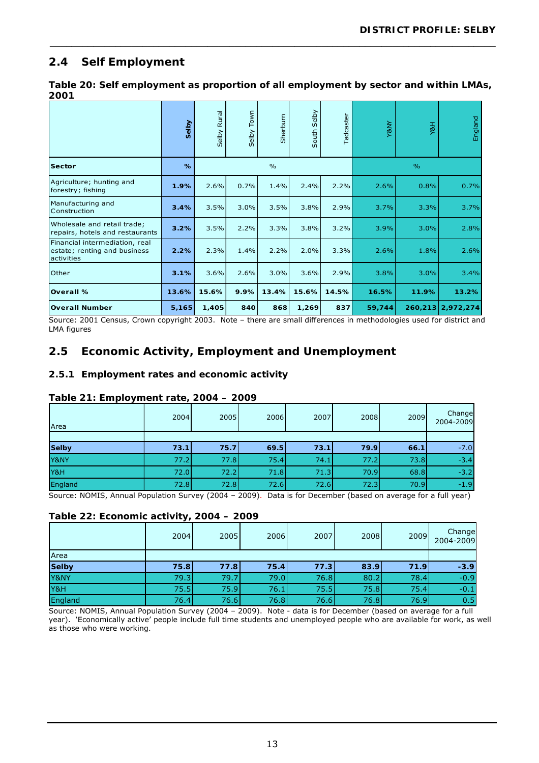## 2.4 Self Employment

**Table 20: Self employment as proportion of all employment by sector and within LMAs, 2001**

| | Selby | Selby Rural | Selby Town | Sherburn | South Selby | Tadcaster | Y&NY | Y&H | England |
|---|---|---|---|---|---|---|---|---|---|
| **Sector** | **%** | | | % | | | | % | |
| Agriculture; hunting and forestry; fishing | **1.9%** | 2.6% | 0.7% | 1.4% | 2.4% | 2.2% | 2.6% | 0.8% | 0.7% |
| Manufacturing and Construction | **3.4%** | 3.5% | 3.0% | 3.5% | 3.8% | 2.9% | 3.7% | 3.3% | 3.7% |
| Wholesale and retail trade; repairs, hotels and restaurants | **3.2%** | 3.5% | 2.2% | 3.3% | 3.8% | 3.2% | 3.9% | 3.0% | 2.8% |
| Financial intermediation, real estate; renting and business activities | **2.2%** | 2.3% | 1.4% | 2.2% | 2.0% | 3.3% | 2.6% | 1.8% | 2.6% |
| Other | **3.1%** | 3.6% | 2.6% | 3.0% | 3.6% | 2.9% | 3.8% | 3.0% | 3.4% |
| **Overall %** | **13.6%** | **15.6%** | **9.9%** | **13.4%** | **15.6%** | **14.5%** | **16.5%** | **11.9%** | **13.2%** |
| **Overall Number** | **5,165** | **1,405** | **840** | **868** | **1,269** | **837** | **59,744** | **260,213** | **2,972,274** |

Source: 2001 Census, Crown copyright 2003. Note – there are small differences in methodologies used for district and LMA figures

## 2.5 Economic Activity, Employment and Unemployment

### 2.5.1 Employment rates and economic activity

**Table 21: Employment rate, 2004 – 2009**

| Area | 2004 | 2005 | 2006 | 2007 | 2008 | 2009 | Change 2004-2009 |
|---|---|---|---|---|---|---|---|
| **Selby** | **73.1** | **75.7** | **69.5** | **73.1** | **79.9** | **66.1** | -7.0 |
| Y&NY | 77.2 | 77.8 | 75.4 | 74.1 | 77.2 | 73.8 | -3.4 |
| Y&H | 72.0 | 72.2 | 71.8 | 71.3 | 70.9 | 68.8 | -3.2 |
| England | 72.8 | 72.8 | 72.6 | 72.6 | 72.3 | 70.9 | -1.9 |

Source: NOMIS, Annual Population Survey (2004 – 2009). Data is for December (based on average for a full year)

**Table 22: Economic activity, 2004 – 2009**

| Area | 2004 | 2005 | 2006 | 2007 | 2008 | 2009 | Change 2004-2009 |
|---|---|---|---|---|---|---|---|
| **Selby** | **75.8** | **77.8** | **75.4** | **77.3** | **83.9** | **71.9** | **-3.9** |
| Y&NY | 79.3 | 79.7 | 79.0 | 76.8 | 80.2 | 78.4 | -0.9 |
| Y&H | 75.5 | 75.9 | 76.1 | 75.5 | 75.8 | 75.4 | -0.1 |
| England | 76.4 | 76.6 | 76.8 | 76.6 | 76.8 | 76.9 | 0.5 |

Source: NOMIS, Annual Population Survey (2004 – 2009). Note - data is for December (based on average for a full year). 'Economically active' people include full time students and unemployed people who are available for work, as well as those who were working.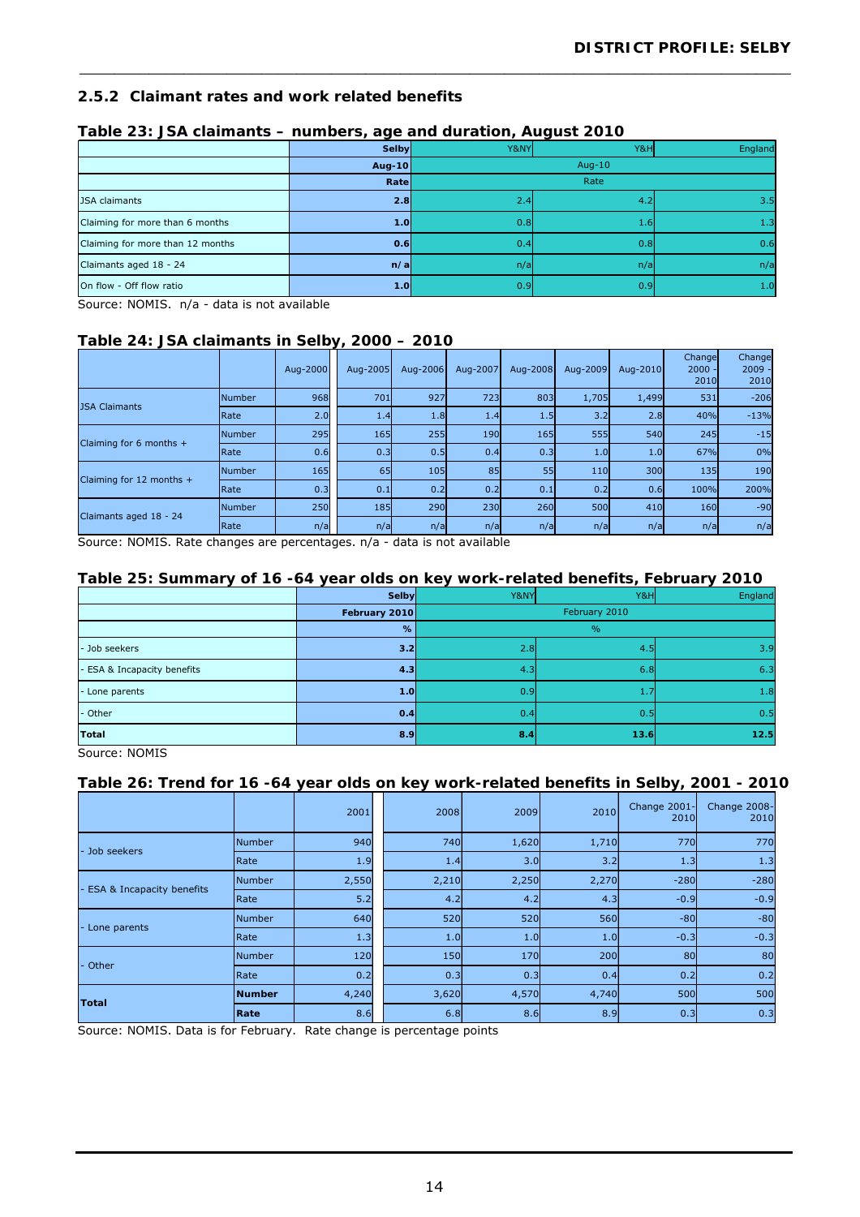## 2.5.2 Claimant rates and work related benefits

### Table 23: JSA claimants – numbers, age and duration, August 2010

| | Selby | Y&NY | Y&H | England |
|---|---|---|---|---|
| | **Aug-10** | Aug-10 | | |
| | **Rate** | Rate | | |
| JSA claimants | **2.8** | 2.4 | 4.2 | 3.5 |
| Claiming for more than 6 months | **1.0** | 0.8 | 1.6 | 1.3 |
| Claiming for more than 12 months | **0.6** | 0.4 | 0.8 | 0.6 |
| Claimants aged 18 - 24 | **n/a** | n/a | n/a | n/a |
| On flow - Off flow ratio | **1.0** | 0.9 | 0.9 | 1.0 |

Source: NOMIS. n/a - data is not available

### Table 24: JSA claimants in Selby, 2000 – 2010

| | | Aug-2000 | Aug-2005 | Aug-2006 | Aug-2007 | Aug-2008 | Aug-2009 | Aug-2010 | Change 2000 - 2010 | Change 2009 - 2010 |
|---|---|---|---|---|---|---|---|---|---|---|
| JSA Claimants | Number | 968 | 701 | 927 | 723 | 803 | 1,705 | 1,499 | 531 | -206 |
| | Rate | 2.0 | 1.4 | 1.8 | 1.4 | 1.5 | 3.2 | 2.8 | 40% | -13% |
| Claiming for 6 months + | Number | 295 | 165 | 255 | 190 | 165 | 555 | 540 | 245 | -15 |
| | Rate | 0.6 | 0.3 | 0.5 | 0.4 | 0.3 | 1.0 | 1.0 | 67% | 0% |
| Claiming for 12 months + | Number | 165 | 65 | 105 | 85 | 55 | 110 | 300 | 135 | 190 |
| | Rate | 0.3 | 0.1 | 0.2 | 0.2 | 0.1 | 0.2 | 0.6 | 100% | 200% |
| Claimants aged 18 - 24 | Number | 250 | 185 | 290 | 230 | 260 | 500 | 410 | 160 | -90 |
| | Rate | n/a | n/a | n/a | n/a | n/a | n/a | n/a | n/a | n/a |

Source: NOMIS. Rate changes are percentages. n/a - data is not available

### Table 25: Summary of 16 -64 year olds on key work-related benefits, February 2010

| | Selby | Y&NY | Y&H | England |
|---|---|---|---|---|
| | **February 2010** | February 2010 | | |
| | **%** | % | | |
| - Job seekers | **3.2** | 2.8 | 4.5 | 3.9 |
| - ESA & Incapacity benefits | **4.3** | 4.3 | 6.8 | 6.3 |
| - Lone parents | **1.0** | 0.9 | 1.7 | 1.8 |
| - Other | **0.4** | 0.4 | 0.5 | 0.5 |
| **Total** | **8.9** | **8.4** | **13.6** | **12.5** |

Source: NOMIS

### Table 26: Trend for 16 -64 year olds on key work-related benefits in Selby, 2001 - 2010

| | | 2001 | 2008 | 2009 | 2010 | Change 2001-2010 | Change 2008-2010 |
|---|---|---|---|---|---|---|---|
| - Job seekers | Number | 940 | 740 | 1,620 | 1,710 | 770 | 770 |
| | Rate | 1.9 | 1.4 | 3.0 | 3.2 | 1.3 | 1.3 |
| - ESA & Incapacity benefits | Number | 2,550 | 2,210 | 2,250 | 2,270 | -280 | -280 |
| | Rate | 5.2 | 4.2 | 4.2 | 4.3 | -0.9 | -0.9 |
| - Lone parents | Number | 640 | 520 | 520 | 560 | -80 | -80 |
| | Rate | 1.3 | 1.0 | 1.0 | 1.0 | -0.3 | -0.3 |
| - Other | Number | 120 | 150 | 170 | 200 | 80 | 80 |
| | Rate | 0.2 | 0.3 | 0.3 | 0.4 | 0.2 | 0.2 |
| **Total** | **Number** | 4,240 | 3,620 | 4,570 | 4,740 | 500 | 500 |
| | **Rate** | 8.6 | 6.8 | 8.6 | 8.9 | 0.3 | 0.3 |

Source: NOMIS. Data is for February. Rate change is percentage points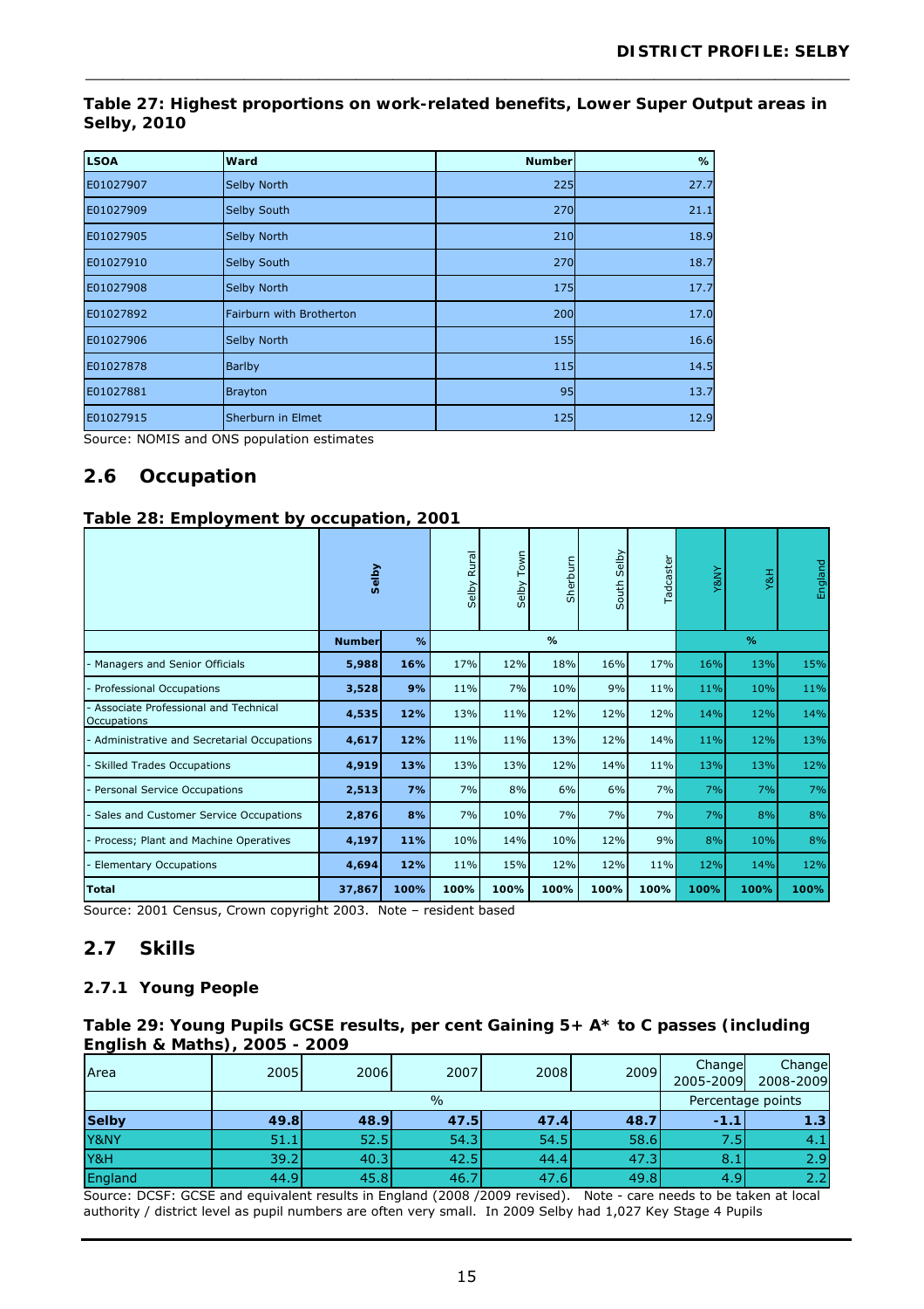**Table 27: Highest proportions on work-related benefits, Lower Super Output areas in Selby, 2010**

| LSOA | Ward | Number | % |
|---|---|---|---|
| E01027907 | Selby North | 225 | 27.7 |
| E01027909 | Selby South | 270 | 21.1 |
| E01027905 | Selby North | 210 | 18.9 |
| E01027910 | Selby South | 270 | 18.7 |
| E01027908 | Selby North | 175 | 17.7 |
| E01027892 | Fairburn with Brotherton | 200 | 17.0 |
| E01027906 | Selby North | 155 | 16.6 |
| E01027878 | Barlby | 115 | 14.5 |
| E01027881 | Brayton | 95 | 13.7 |
| E01027915 | Sherburn in Elmet | 125 | 12.9 |

Source: NOMIS and ONS population estimates

## 2.6 Occupation

**Table 28: Employment by occupation, 2001**

| | Selby | | Selby Rural | Selby Town | Sherburn | South Selby | Tadcaster | Y&NY | Y&H | England |
|---|---|---|---|---|---|---|---|---|---|---|
| | Number | % | % | | | | | % | | |
| - Managers and Senior Officials | 5,988 | 16% | 17% | 12% | 18% | 16% | 17% | 16% | 13% | 15% |
| - Professional Occupations | 3,528 | 9% | 11% | 7% | 10% | 9% | 11% | 11% | 10% | 11% |
| - Associate Professional and Technical Occupations | 4,535 | 12% | 13% | 11% | 12% | 12% | 12% | 14% | 12% | 14% |
| - Administrative and Secretarial Occupations | 4,617 | 12% | 11% | 11% | 13% | 12% | 14% | 11% | 12% | 13% |
| - Skilled Trades Occupations | 4,919 | 13% | 13% | 13% | 12% | 14% | 11% | 13% | 13% | 12% |
| - Personal Service Occupations | 2,513 | 7% | 7% | 8% | 6% | 6% | 7% | 7% | 7% | 7% |
| - Sales and Customer Service Occupations | 2,876 | 8% | 7% | 10% | 7% | 7% | 7% | 7% | 8% | 8% |
| - Process; Plant and Machine Operatives | 4,197 | 11% | 10% | 14% | 10% | 12% | 9% | 8% | 10% | 8% |
| - Elementary Occupations | 4,694 | 12% | 11% | 15% | 12% | 12% | 11% | 12% | 14% | 12% |
| **Total** | **37,867** | **100%** | **100%** | **100%** | **100%** | **100%** | **100%** | **100%** | **100%** | **100%** |

Source: 2001 Census, Crown copyright 2003. Note – resident based

## 2.7 Skills

### 2.7.1 Young People

**Table 29: Young Pupils GCSE results, per cent Gaining 5+ A* to C passes (including English & Maths), 2005 - 2009**

| Area | 2005 | 2006 | 2007 | 2008 | 2009 | Change 2005-2009 | Change 2008-2009 |
|---|---|---|---|---|---|---|---|
| | % | | | | | Percentage points | |
| **Selby** | **49.8** | **48.9** | **47.5** | **47.4** | **48.7** | **-1.1** | **1.3** |
| Y&NY | 51.1 | 52.5 | 54.3 | 54.5 | 58.6 | 7.5 | 4.1 |
| Y&H | 39.2 | 40.3 | 42.5 | 44.4 | 47.3 | 8.1 | 2.9 |
| England | 44.9 | 45.8 | 46.7 | 47.6 | 49.8 | 4.9 | 2.2 |

Source: DCSF: GCSE and equivalent results in England (2008 /2009 revised). Note - care needs to be taken at local authority / district level as pupil numbers are often very small. In 2009 Selby had 1,027 Key Stage 4 Pupils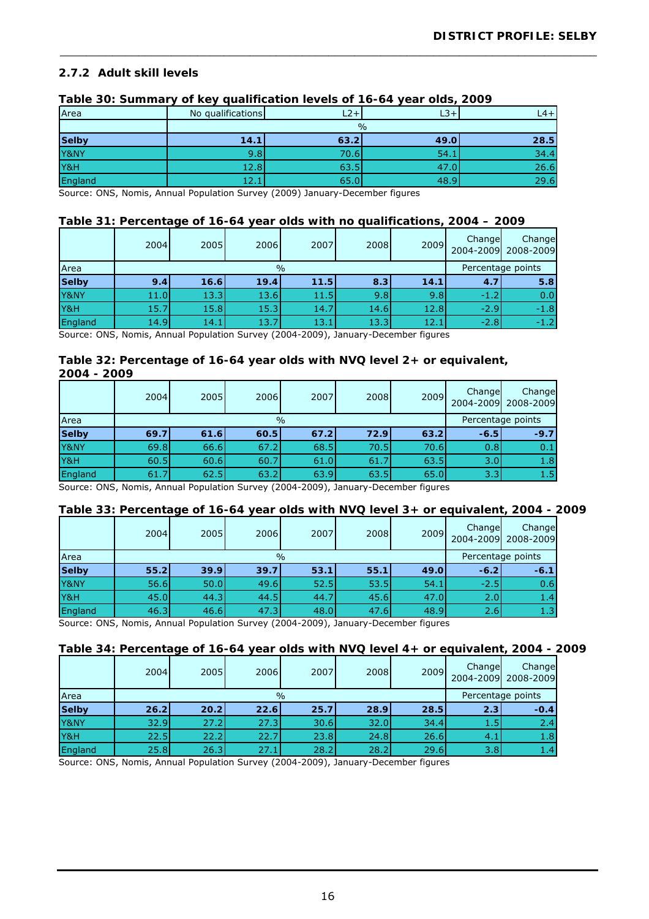### 2.7.2 Adult skill levels

**Table 30: Summary of key qualification levels of 16-64 year olds, 2009**

| Area | No qualifications | L2+ | L3+ | L4+ |
|---|---|---|---|---|
| | % | | | |
| **Selby** | **14.1** | **63.2** | **49.0** | **28.5** |
| Y&NY | 9.8 | 70.6 | 54.1 | 34.4 |
| Y&H | 12.8 | 63.5 | 47.0 | 26.6 |
| England | 12.1 | 65.0 | 48.9 | 29.6 |

Source: ONS, Nomis, Annual Population Survey (2009) January-December figures

**Table 31: Percentage of 16-64 year olds with no qualifications, 2004 – 2009**

| | 2004 | 2005 | 2006 | 2007 | 2008 | 2009 | Change 2004-2009 | Change 2008-2009 |
|---|---|---|---|---|---|---|---|---|
| Area | % | | | | | | Percentage points | |
| **Selby** | **9.4** | **16.6** | **19.4** | **11.5** | **8.3** | **14.1** | **4.7** | **5.8** |
| Y&NY | 11.0 | 13.3 | 13.6 | 11.5 | 9.8 | 9.8 | -1.2 | 0.0 |
| Y&H | 15.7 | 15.8 | 15.3 | 14.7 | 14.6 | 12.8 | -2.9 | -1.8 |
| England | 14.9 | 14.1 | 13.7 | 13.1 | 13.3 | 12.1 | -2.8 | -1.2 |

Source: ONS, Nomis, Annual Population Survey (2004-2009), January-December figures

**Table 32: Percentage of 16-64 year olds with NVQ level 2+ or equivalent, 2004 - 2009**

| | 2004 | 2005 | 2006 | 2007 | 2008 | 2009 | Change 2004-2009 | Change 2008-2009 |
|---|---|---|---|---|---|---|---|---|
| Area | % | | | | | | Percentage points | |
| **Selby** | **69.7** | **61.6** | **60.5** | **67.2** | **72.9** | **63.2** | **-6.5** | **-9.7** |
| Y&NY | 69.8 | 66.6 | 67.2 | 68.5 | 70.5 | 70.6 | 0.8 | 0.1 |
| Y&H | 60.5 | 60.6 | 60.7 | 61.0 | 61.7 | 63.5 | 3.0 | 1.8 |
| England | 61.7 | 62.5 | 63.2 | 63.9 | 63.5 | 65.0 | 3.3 | 1.5 |

Source: ONS, Nomis, Annual Population Survey (2004-2009), January-December figures

**Table 33: Percentage of 16-64 year olds with NVQ level 3+ or equivalent, 2004 - 2009**

| | 2004 | 2005 | 2006 | 2007 | 2008 | 2009 | Change 2004-2009 | Change 2008-2009 |
|---|---|---|---|---|---|---|---|---|
| Area | % | | | | | | Percentage points | |
| **Selby** | **55.2** | **39.9** | **39.7** | **53.1** | **55.1** | **49.0** | **-6.2** | **-6.1** |
| Y&NY | 56.6 | 50.0 | 49.6 | 52.5 | 53.5 | 54.1 | -2.5 | 0.6 |
| Y&H | 45.0 | 44.3 | 44.5 | 44.7 | 45.6 | 47.0 | 2.0 | 1.4 |
| England | 46.3 | 46.6 | 47.3 | 48.0 | 47.6 | 48.9 | 2.6 | 1.3 |

Source: ONS, Nomis, Annual Population Survey (2004-2009), January-December figures

**Table 34: Percentage of 16-64 year olds with NVQ level 4+ or equivalent, 2004 - 2009**

| | 2004 | 2005 | 2006 | 2007 | 2008 | 2009 | Change 2004-2009 | Change 2008-2009 |
|---|---|---|---|---|---|---|---|---|
| Area | % | | | | | | Percentage points | |
| **Selby** | **26.2** | **20.2** | **22.6** | **25.7** | **28.9** | **28.5** | **2.3** | **-0.4** |
| Y&NY | 32.9 | 27.2 | 27.3 | 30.6 | 32.0 | 34.4 | 1.5 | 2.4 |
| Y&H | 22.5 | 22.2 | 22.7 | 23.8 | 24.8 | 26.6 | 4.1 | 1.8 |
| England | 25.8 | 26.3 | 27.1 | 28.2 | 28.2 | 29.6 | 3.8 | 1.4 |

Source: ONS, Nomis, Annual Population Survey (2004-2009), January-December figures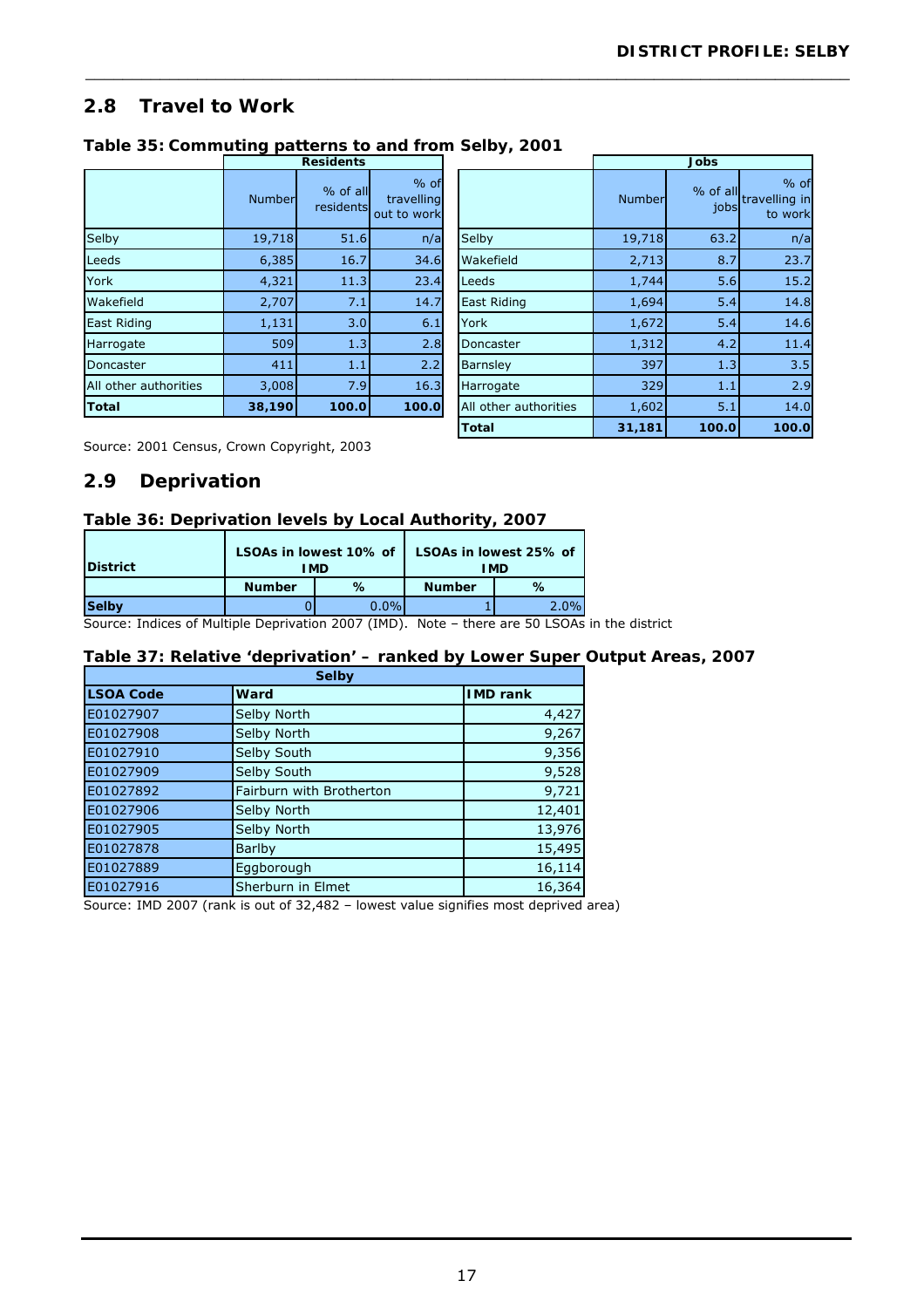## 2.8 Travel to Work

### Table 35: Commuting patterns to and from Selby, 2001

| | Residents | | |
|---|---|---|---|
| | Number | % of all residents | % of travelling out to work |
| Selby | 19,718 | 51.6 | n/a |
| Leeds | 6,385 | 16.7 | 34.6 |
| York | 4,321 | 11.3 | 23.4 |
| Wakefield | 2,707 | 7.1 | 14.7 |
| East Riding | 1,131 | 3.0 | 6.1 |
| Harrogate | 509 | 1.3 | 2.8 |
| Doncaster | 411 | 1.1 | 2.2 |
| All other authorities | 3,008 | 7.9 | 16.3 |
| **Total** | **38,190** | **100.0** | **100.0** |

| | Jobs | | |
|---|---|---|---|
| | Number | % of all jobs | % of travelling in to work |
| Selby | 19,718 | 63.2 | n/a |
| Wakefield | 2,713 | 8.7 | 23.7 |
| Leeds | 1,744 | 5.6 | 15.2 |
| East Riding | 1,694 | 5.4 | 14.8 |
| York | 1,672 | 5.4 | 14.6 |
| Doncaster | 1,312 | 4.2 | 11.4 |
| Barnsley | 397 | 1.3 | 3.5 |
| Harrogate | 329 | 1.1 | 2.9 |
| All other authorities | 1,602 | 5.1 | 14.0 |
| **Total** | **31,181** | **100.0** | **100.0** |

Source: 2001 Census, Crown Copyright, 2003

## 2.9 Deprivation

### Table 36: Deprivation levels by Local Authority, 2007

| District | LSOAs in lowest 10% of IMD | | LSOAs in lowest 25% of IMD | |
|---|---|---|---|---|
| | Number | % | Number | % |
| **Selby** | 0 | 0.0% | 1 | 2.0% |

Source: Indices of Multiple Deprivation 2007 (IMD). Note – there are 50 LSOAs in the district

### Table 37: Relative 'deprivation' – ranked by Lower Super Output Areas, 2007

| Selby | | |
|---|---|---|
| **LSOA Code** | **Ward** | **IMD rank** |
| E01027907 | Selby North | 4,427 |
| E01027908 | Selby North | 9,267 |
| E01027910 | Selby South | 9,356 |
| E01027909 | Selby South | 9,528 |
| E01027892 | Fairburn with Brotherton | 9,721 |
| E01027906 | Selby North | 12,401 |
| E01027905 | Selby North | 13,976 |
| E01027878 | Barlby | 15,495 |
| E01027889 | Eggborough | 16,114 |
| E01027916 | Sherburn in Elmet | 16,364 |

Source: IMD 2007 (rank is out of 32,482 – lowest value signifies most deprived area)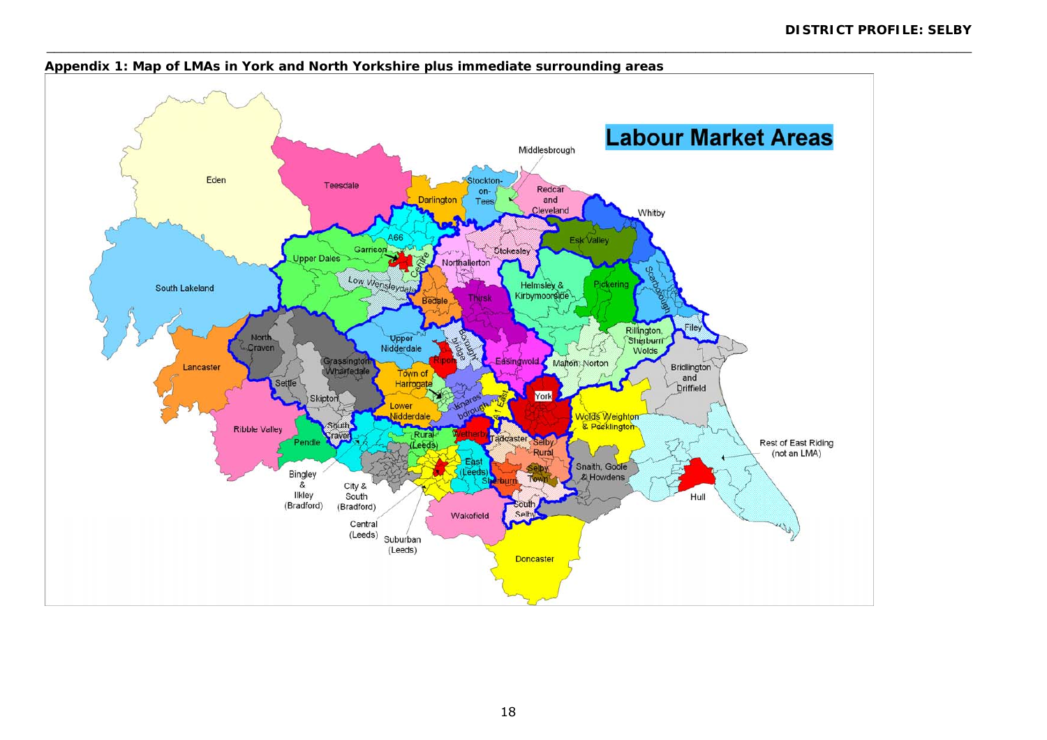## Appendix 1: Map of LMAs in York and North Yorkshire plus immediate surrounding areas

**Labour Market Areas**

Eden, Teesdale, Darlington, Stockton-on-Tees, Middlesbrough, Redcar and Cleveland, Whitby, Esk Valley, Stokesley, Northallerton, A66, Garrison, Centre, Upper Dales, Low Wensleydale, Bedale, Thirsk, Helmsley & Kirbymoorside, Pickering, Scarborough, Filey, Rillington, Sherburn Wolds, Malton Norton, Easingwold, Boroughbridge, Ripon, Upper Nidderdale, North Craven, Grassington Wharfedale, Settle, Skipton, South Craven, Town of Harrogate, Lower Nidderdale, Knaresborough, A1 East, York, Wolds Weighton & Pocklington, Bridlington and Driffield, Rest of East Riding (not an LMA), Hull, Wetherby, Tadcaster, Selby Rural, Selby Town, Sherburn, South Selby, Snaith, Goole & Howdens, Rural (Leeds), East (Leeds), Central (Leeds), Suburban (Leeds), City & South (Bradford), Bingley & Ilkley (Bradford), Pendle, Ribble Valley, Lancaster, South Lakeland, Wakefield, Doncaster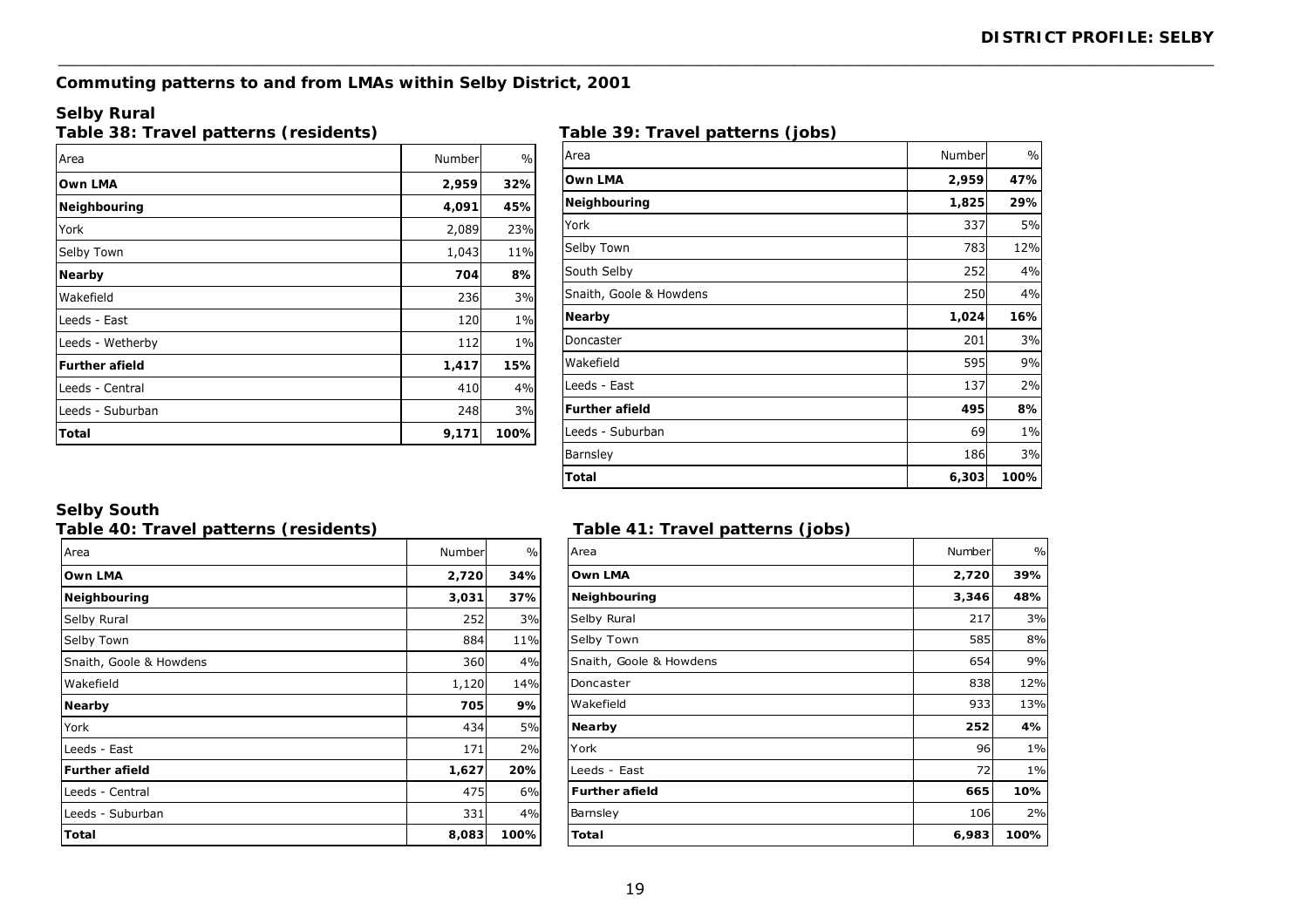## Commuting patterns to and from LMAs within Selby District, 2001

### Selby Rural

**Table 38: Travel patterns (residents)**

| Area | Number | % |
|---|---|---|
| **Own LMA** | **2,959** | **32%** |
| **Neighbouring** | **4,091** | **45%** |
| York | 2,089 | 23% |
| Selby Town | 1,043 | 11% |
| **Nearby** | **704** | **8%** |
| Wakefield | 236 | 3% |
| Leeds - East | 120 | 1% |
| Leeds - Wetherby | 112 | 1% |
| **Further afield** | **1,417** | **15%** |
| Leeds - Central | 410 | 4% |
| Leeds - Suburban | 248 | 3% |
| **Total** | **9,171** | **100%** |

**Table 39: Travel patterns (jobs)**

| Area | Number | % |
|---|---|---|
| **Own LMA** | **2,959** | **47%** |
| **Neighbouring** | **1,825** | **29%** |
| York | 337 | 5% |
| Selby Town | 783 | 12% |
| South Selby | 252 | 4% |
| Snaith, Goole & Howdens | 250 | 4% |
| **Nearby** | **1,024** | **16%** |
| Doncaster | 201 | 3% |
| Wakefield | 595 | 9% |
| Leeds - East | 137 | 2% |
| **Further afield** | **495** | **8%** |
| Leeds - Suburban | 69 | 1% |
| Barnsley | 186 | 3% |
| **Total** | **6,303** | **100%** |

### Selby South

**Table 40: Travel patterns (residents)**

| Area | Number | % |
|---|---|---|
| **Own LMA** | **2,720** | **34%** |
| **Neighbouring** | **3,031** | **37%** |
| Selby Rural | 252 | 3% |
| Selby Town | 884 | 11% |
| Snaith, Goole & Howdens | 360 | 4% |
| Wakefield | 1,120 | 14% |
| **Nearby** | **705** | **9%** |
| York | 434 | 5% |
| Leeds - East | 171 | 2% |
| **Further afield** | **1,627** | **20%** |
| Leeds - Central | 475 | 6% |
| Leeds - Suburban | 331 | 4% |
| **Total** | **8,083** | **100%** |

**Table 41: Travel patterns (jobs)**

| Area | Number | % |
|---|---|---|
| **Own LMA** | **2,720** | **39%** |
| **Neighbouring** | **3,346** | **48%** |
| Selby Rural | 217 | 3% |
| Selby Town | 585 | 8% |
| Snaith, Goole & Howdens | 654 | 9% |
| Doncaster | 838 | 12% |
| Wakefield | 933 | 13% |
| **Nearby** | **252** | **4%** |
| York | 96 | 1% |
| Leeds - East | 72 | 1% |
| **Further afield** | **665** | **10%** |
| Barnsley | 106 | 2% |
| **Total** | **6,983** | **100%** |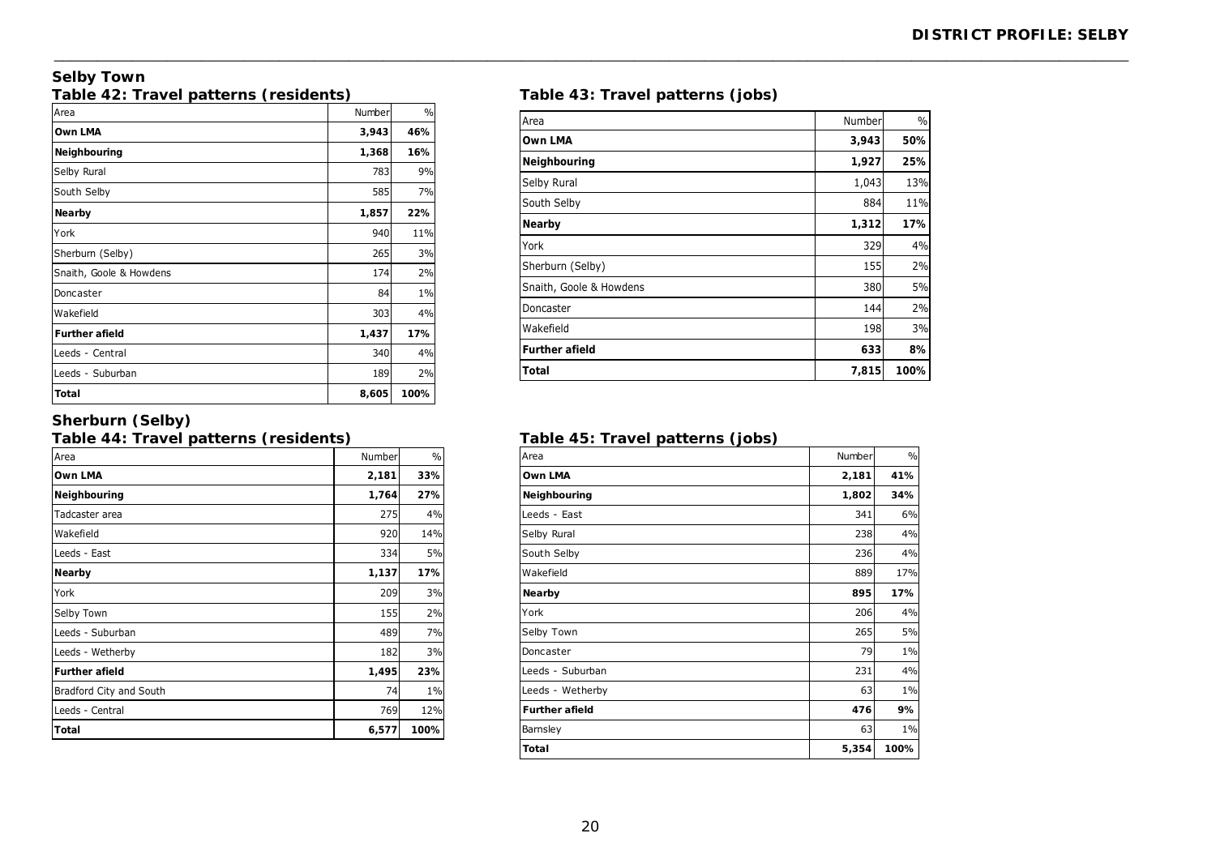## Selby Town

### Table 42: Travel patterns (residents)

| Area | Number | % |
|---|---|---|
| **Own LMA** | **3,943** | **46%** |
| **Neighbouring** | **1,368** | **16%** |
| Selby Rural | 783 | 9% |
| South Selby | 585 | 7% |
| **Nearby** | **1,857** | **22%** |
| York | 940 | 11% |
| Sherburn (Selby) | 265 | 3% |
| Snaith, Goole & Howdens | 174 | 2% |
| Doncaster | 84 | 1% |
| Wakefield | 303 | 4% |
| **Further afield** | **1,437** | **17%** |
| Leeds - Central | 340 | 4% |
| Leeds - Suburban | 189 | 2% |
| **Total** | **8,605** | **100%** |

### Table 43: Travel patterns (jobs)

| Area | Number | % |
|---|---|---|
| **Own LMA** | **3,943** | **50%** |
| **Neighbouring** | **1,927** | **25%** |
| Selby Rural | 1,043 | 13% |
| South Selby | 884 | 11% |
| **Nearby** | **1,312** | **17%** |
| York | 329 | 4% |
| Sherburn (Selby) | 155 | 2% |
| Snaith, Goole & Howdens | 380 | 5% |
| Doncaster | 144 | 2% |
| Wakefield | 198 | 3% |
| **Further afield** | **633** | **8%** |
| **Total** | **7,815** | **100%** |

## Sherburn (Selby)

### Table 44: Travel patterns (residents)

| Area | Number | % |
|---|---|---|
| **Own LMA** | **2,181** | **33%** |
| **Neighbouring** | **1,764** | **27%** |
| Tadcaster area | 275 | 4% |
| Wakefield | 920 | 14% |
| Leeds - East | 334 | 5% |
| **Nearby** | **1,137** | **17%** |
| York | 209 | 3% |
| Selby Town | 155 | 2% |
| Leeds - Suburban | 489 | 7% |
| Leeds - Wetherby | 182 | 3% |
| **Further afield** | **1,495** | **23%** |
| Bradford City and South | 74 | 1% |
| Leeds - Central | 769 | 12% |
| **Total** | **6,577** | **100%** |

### Table 45: Travel patterns (jobs)

| Area | Number | % |
|---|---|---|
| **Own LMA** | **2,181** | **41%** |
| **Neighbouring** | **1,802** | **34%** |
| Leeds - East | 341 | 6% |
| Selby Rural | 238 | 4% |
| South Selby | 236 | 4% |
| Wakefield | 889 | 17% |
| **Nearby** | **895** | **17%** |
| York | 206 | 4% |
| Selby Town | 265 | 5% |
| Doncaster | 79 | 1% |
| Leeds - Suburban | 231 | 4% |
| Leeds - Wetherby | 63 | 1% |
| **Further afield** | **476** | **9%** |
| Barnsley | 63 | 1% |
| **Total** | **5,354** | **100%** |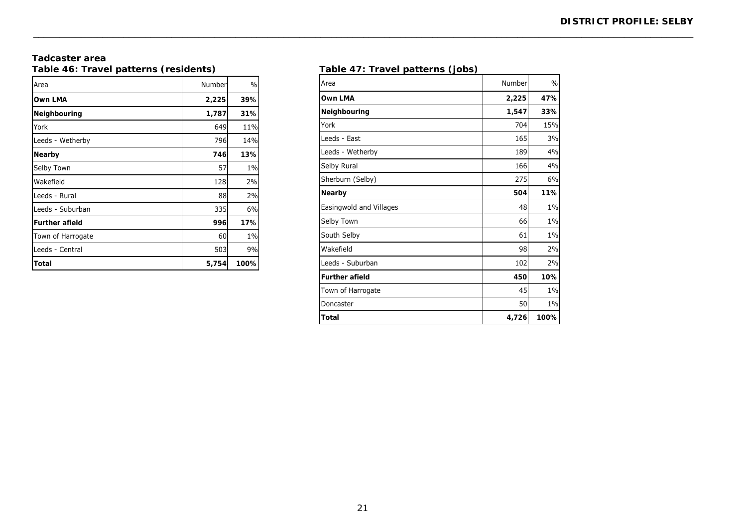## Tadcaster area

### Table 46: Travel patterns (residents)

| Area | Number | % |
|---|---|---|
| **Own LMA** | **2,225** | **39%** |
| **Neighbouring** | **1,787** | **31%** |
| York | 649 | 11% |
| Leeds - Wetherby | 796 | 14% |
| **Nearby** | **746** | **13%** |
| Selby Town | 57 | 1% |
| Wakefield | 128 | 2% |
| Leeds - Rural | 88 | 2% |
| Leeds - Suburban | 335 | 6% |
| **Further afield** | **996** | **17%** |
| Town of Harrogate | 60 | 1% |
| Leeds - Central | 503 | 9% |
| **Total** | **5,754** | **100%** |

### Table 47: Travel patterns (jobs)

| Area | Number | % |
|---|---|---|
| **Own LMA** | **2,225** | **47%** |
| **Neighbouring** | **1,547** | **33%** |
| York | 704 | 15% |
| Leeds - East | 165 | 3% |
| Leeds - Wetherby | 189 | 4% |
| Selby Rural | 166 | 4% |
| Sherburn (Selby) | 275 | 6% |
| **Nearby** | **504** | **11%** |
| Easingwold and Villages | 48 | 1% |
| Selby Town | 66 | 1% |
| South Selby | 61 | 1% |
| Wakefield | 98 | 2% |
| Leeds - Suburban | 102 | 2% |
| **Further afield** | **450** | **10%** |
| Town of Harrogate | 45 | 1% |
| Doncaster | 50 | 1% |
| **Total** | **4,726** | **100%** |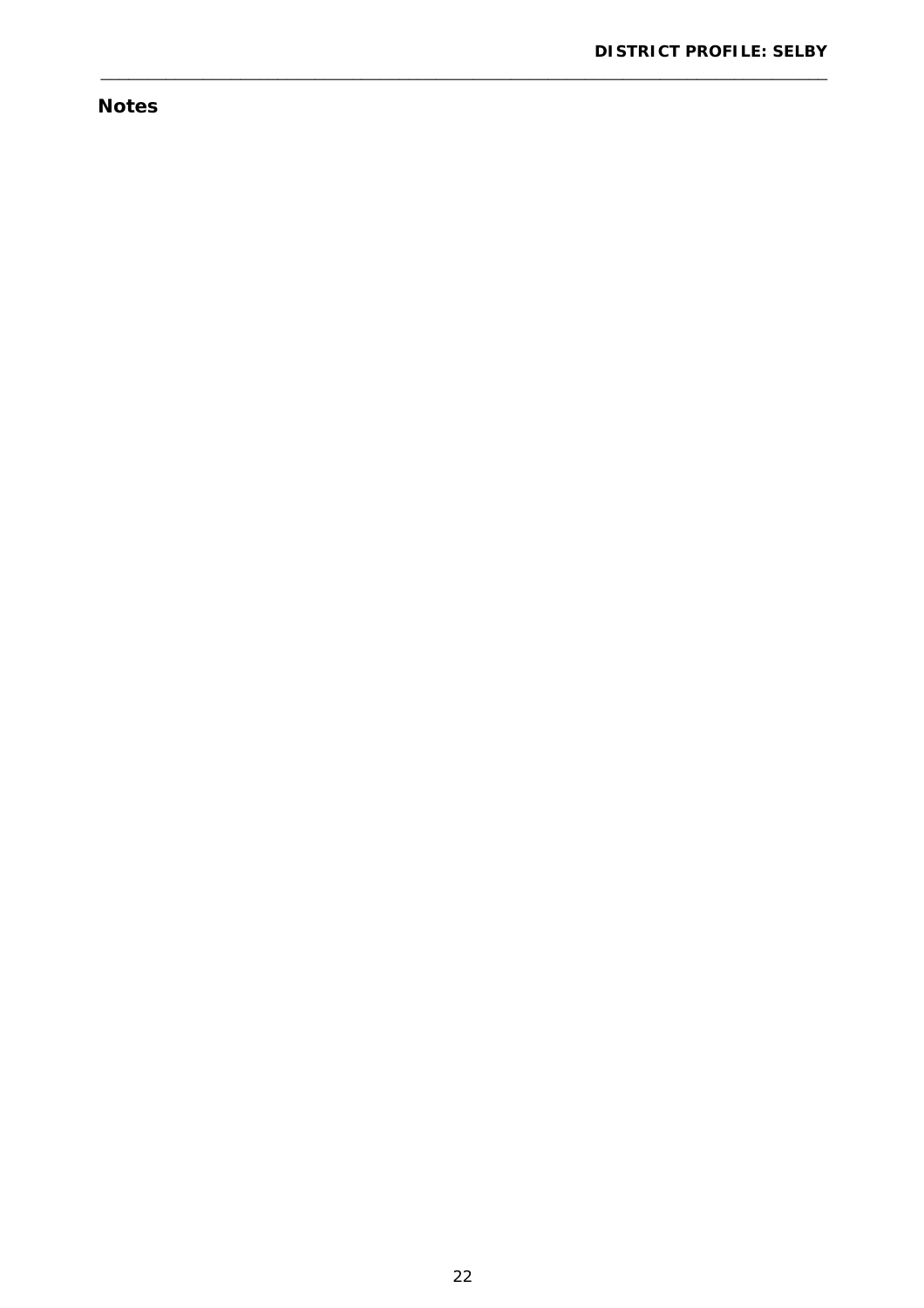## Notes